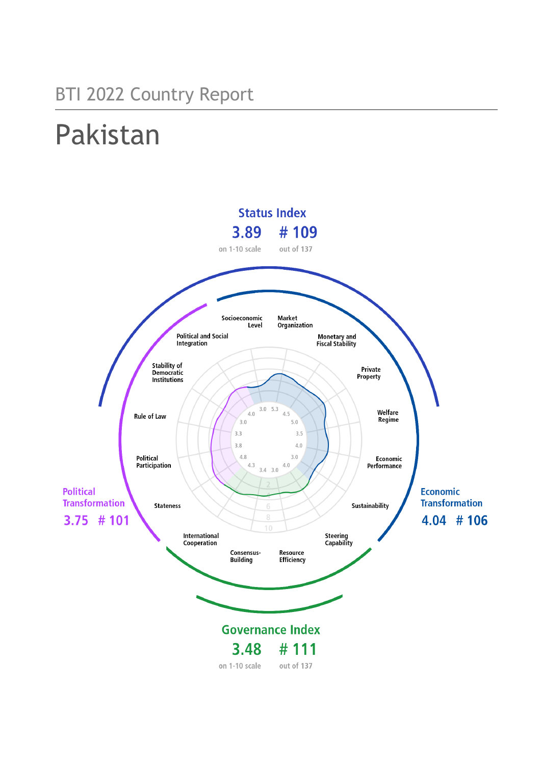BTI 2022 Country Report

# Pakistan

## Status Index

**3.89** on 1-10 scale

**# 109** out of 137

## Political Transformation

**3.75 # 101**

## Economic Transformation

**4.04 # 106**

## Governance Index

**3.48** on 1-10 scale

**# 111** out of 137

| Criterion | Score |
|---|---|
| Stateness | 4.3 |
| Political Participation | 4.8 |
| Rule of Law | 3.8 |
| Stability of Democratic Institutions | 3.3 |
| Political and Social Integration | 3.0 |
| Socioeconomic Level | 3.0 |
| Market Organization | 5.3 |
| Monetary and Fiscal Stability | 4.5 |
| Private Property | 5.0 |
| Welfare Regime | 3.5 |
| Economic Performance | 4.0 |
| Sustainability | 3.0 |
| Steering Capability | 4.0 |
| Resource Efficiency | 3.0 |
| Consensus-Building | 3.4 |
| International Cooperation | 4.0 |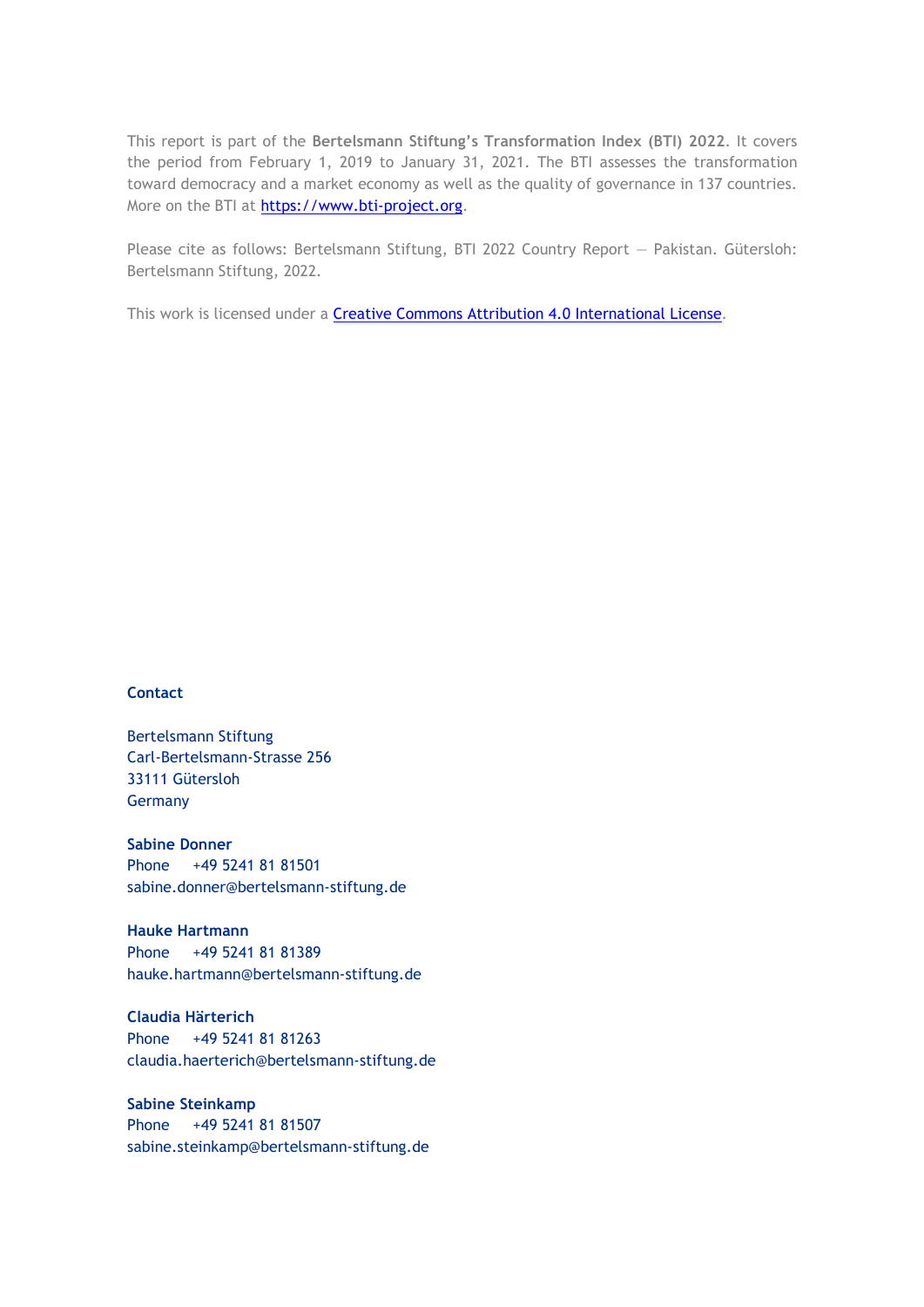This report is part of the **Bertelsmann Stiftung's Transformation Index (BTI) 2022**. It covers the period from February 1, 2019 to January 31, 2021. The BTI assesses the transformation toward democracy and a market economy as well as the quality of governance in 137 countries. More on the BTI at [https://www.bti-project.org](https://www.bti-project.org).

Please cite as follows: Bertelsmann Stiftung, BTI 2022 Country Report — Pakistan. Gütersloh: Bertelsmann Stiftung, 2022.

This work is licensed under a [Creative Commons Attribution 4.0 International License](https://creativecommons.org/licenses/by/4.0/).

**Contact**

Bertelsmann Stiftung
Carl-Bertelsmann-Strasse 256
33111 Gütersloh
Germany

**Sabine Donner**
Phone +49 5241 81 81501
sabine.donner@bertelsmann-stiftung.de

**Hauke Hartmann**
Phone +49 5241 81 81389
hauke.hartmann@bertelsmann-stiftung.de

**Claudia Härterich**
Phone +49 5241 81 81263
claudia.haerterich@bertelsmann-stiftung.de

**Sabine Steinkamp**
Phone +49 5241 81 81507
sabine.steinkamp@bertelsmann-stiftung.de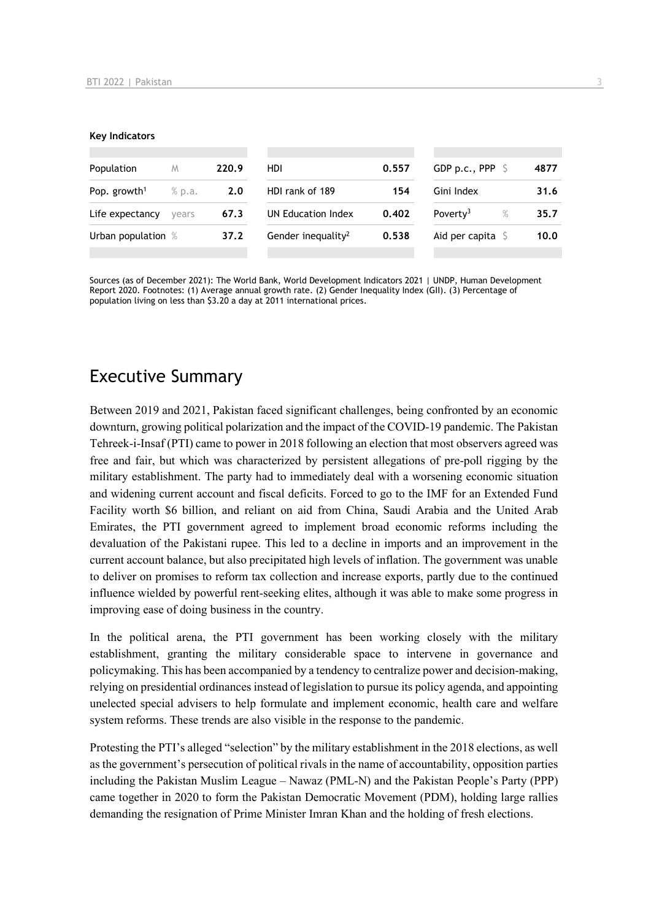**Key Indicators**

| Population | M | 220.9 | HDI | 0.557 | GDP p.c., PPP | $ | 4877 |
|---|---|---|---|---|---|---|---|
| Pop. growth[1] | % p.a. | 2.0 | HDI rank of 189 | 154 | Gini Index | | 31.6 |
| Life expectancy | years | 67.3 | UN Education Index | 0.402 | Poverty[3] | % | 35.7 |
| Urban population | % | 37.2 | Gender inequality[2] | 0.538 | Aid per capita | $ | 10.0 |

Sources (as of December 2021): The World Bank, World Development Indicators 2021 | UNDP, Human Development Report 2020. Footnotes: (1) Average annual growth rate. (2) Gender Inequality Index (GII). (3) Percentage of population living on less than $3.20 a day at 2011 international prices.

# Executive Summary

Between 2019 and 2021, Pakistan faced significant challenges, being confronted by an economic downturn, growing political polarization and the impact of the COVID-19 pandemic. The Pakistan Tehreek-i-Insaf (PTI) came to power in 2018 following an election that most observers agreed was free and fair, but which was characterized by persistent allegations of pre-poll rigging by the military establishment. The party had to immediately deal with a worsening economic situation and widening current account and fiscal deficits. Forced to go to the IMF for an Extended Fund Facility worth $6 billion, and reliant on aid from China, Saudi Arabia and the United Arab Emirates, the PTI government agreed to implement broad economic reforms including the devaluation of the Pakistani rupee. This led to a decline in imports and an improvement in the current account balance, but also precipitated high levels of inflation. The government was unable to deliver on promises to reform tax collection and increase exports, partly due to the continued influence wielded by powerful rent-seeking elites, although it was able to make some progress in improving ease of doing business in the country.

In the political arena, the PTI government has been working closely with the military establishment, granting the military considerable space to intervene in governance and policymaking. This has been accompanied by a tendency to centralize power and decision-making, relying on presidential ordinances instead of legislation to pursue its policy agenda, and appointing unelected special advisers to help formulate and implement economic, health care and welfare system reforms. These trends are also visible in the response to the pandemic.

Protesting the PTI's alleged "selection" by the military establishment in the 2018 elections, as well as the government's persecution of political rivals in the name of accountability, opposition parties including the Pakistan Muslim League – Nawaz (PML-N) and the Pakistan People's Party (PPP) came together in 2020 to form the Pakistan Democratic Movement (PDM), holding large rallies demanding the resignation of Prime Minister Imran Khan and the holding of fresh elections.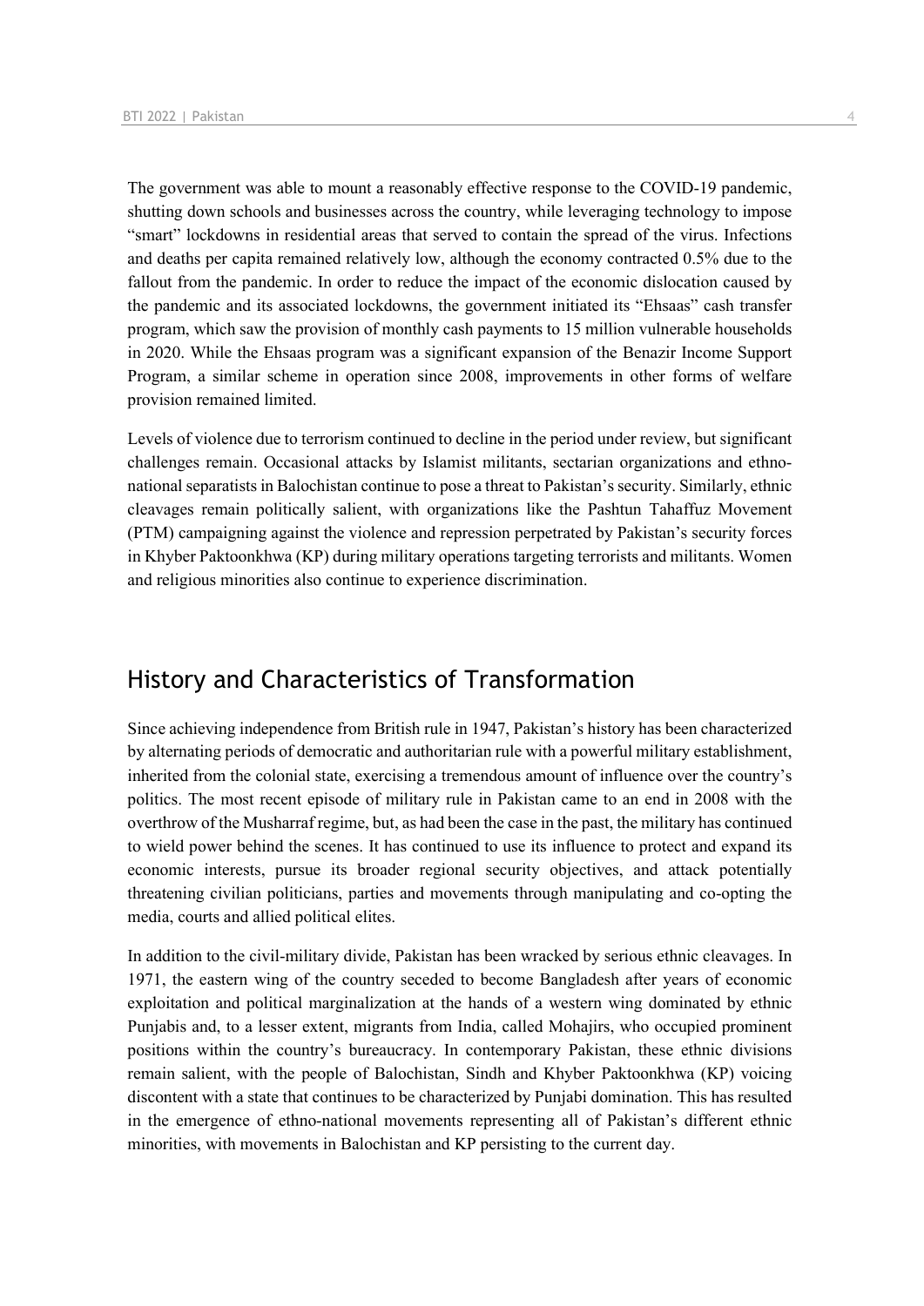The government was able to mount a reasonably effective response to the COVID-19 pandemic, shutting down schools and businesses across the country, while leveraging technology to impose "smart" lockdowns in residential areas that served to contain the spread of the virus. Infections and deaths per capita remained relatively low, although the economy contracted 0.5% due to the fallout from the pandemic. In order to reduce the impact of the economic dislocation caused by the pandemic and its associated lockdowns, the government initiated its "Ehsaas" cash transfer program, which saw the provision of monthly cash payments to 15 million vulnerable households in 2020. While the Ehsaas program was a significant expansion of the Benazir Income Support Program, a similar scheme in operation since 2008, improvements in other forms of welfare provision remained limited.

Levels of violence due to terrorism continued to decline in the period under review, but significant challenges remain. Occasional attacks by Islamist militants, sectarian organizations and ethno-national separatists in Balochistan continue to pose a threat to Pakistan's security. Similarly, ethnic cleavages remain politically salient, with organizations like the Pashtun Tahaffuz Movement (PTM) campaigning against the violence and repression perpetrated by Pakistan's security forces in Khyber Paktoonkhwa (KP) during military operations targeting terrorists and militants. Women and religious minorities also continue to experience discrimination.

## History and Characteristics of Transformation

Since achieving independence from British rule in 1947, Pakistan's history has been characterized by alternating periods of democratic and authoritarian rule with a powerful military establishment, inherited from the colonial state, exercising a tremendous amount of influence over the country's politics. The most recent episode of military rule in Pakistan came to an end in 2008 with the overthrow of the Musharraf regime, but, as had been the case in the past, the military has continued to wield power behind the scenes. It has continued to use its influence to protect and expand its economic interests, pursue its broader regional security objectives, and attack potentially threatening civilian politicians, parties and movements through manipulating and co-opting the media, courts and allied political elites.

In addition to the civil-military divide, Pakistan has been wracked by serious ethnic cleavages. In 1971, the eastern wing of the country seceded to become Bangladesh after years of economic exploitation and political marginalization at the hands of a western wing dominated by ethnic Punjabis and, to a lesser extent, migrants from India, called Mohajirs, who occupied prominent positions within the country's bureaucracy. In contemporary Pakistan, these ethnic divisions remain salient, with the people of Balochistan, Sindh and Khyber Paktoonkhwa (KP) voicing discontent with a state that continues to be characterized by Punjabi domination. This has resulted in the emergence of ethno-national movements representing all of Pakistan's different ethnic minorities, with movements in Balochistan and KP persisting to the current day.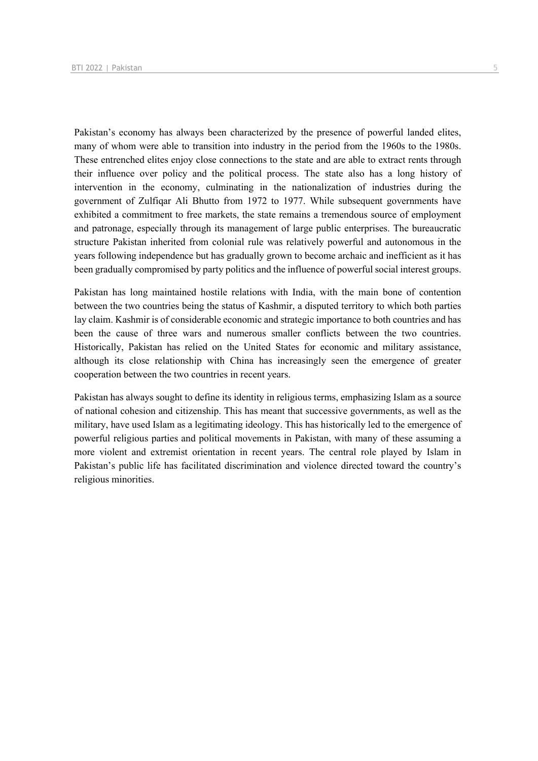Pakistan's economy has always been characterized by the presence of powerful landed elites, many of whom were able to transition into industry in the period from the 1960s to the 1980s. These entrenched elites enjoy close connections to the state and are able to extract rents through their influence over policy and the political process. The state also has a long history of intervention in the economy, culminating in the nationalization of industries during the government of Zulfiqar Ali Bhutto from 1972 to 1977. While subsequent governments have exhibited a commitment to free markets, the state remains a tremendous source of employment and patronage, especially through its management of large public enterprises. The bureaucratic structure Pakistan inherited from colonial rule was relatively powerful and autonomous in the years following independence but has gradually grown to become archaic and inefficient as it has been gradually compromised by party politics and the influence of powerful social interest groups.

Pakistan has long maintained hostile relations with India, with the main bone of contention between the two countries being the status of Kashmir, a disputed territory to which both parties lay claim. Kashmir is of considerable economic and strategic importance to both countries and has been the cause of three wars and numerous smaller conflicts between the two countries. Historically, Pakistan has relied on the United States for economic and military assistance, although its close relationship with China has increasingly seen the emergence of greater cooperation between the two countries in recent years.

Pakistan has always sought to define its identity in religious terms, emphasizing Islam as a source of national cohesion and citizenship. This has meant that successive governments, as well as the military, have used Islam as a legitimating ideology. This has historically led to the emergence of powerful religious parties and political movements in Pakistan, with many of these assuming a more violent and extremist orientation in recent years. The central role played by Islam in Pakistan's public life has facilitated discrimination and violence directed toward the country's religious minorities.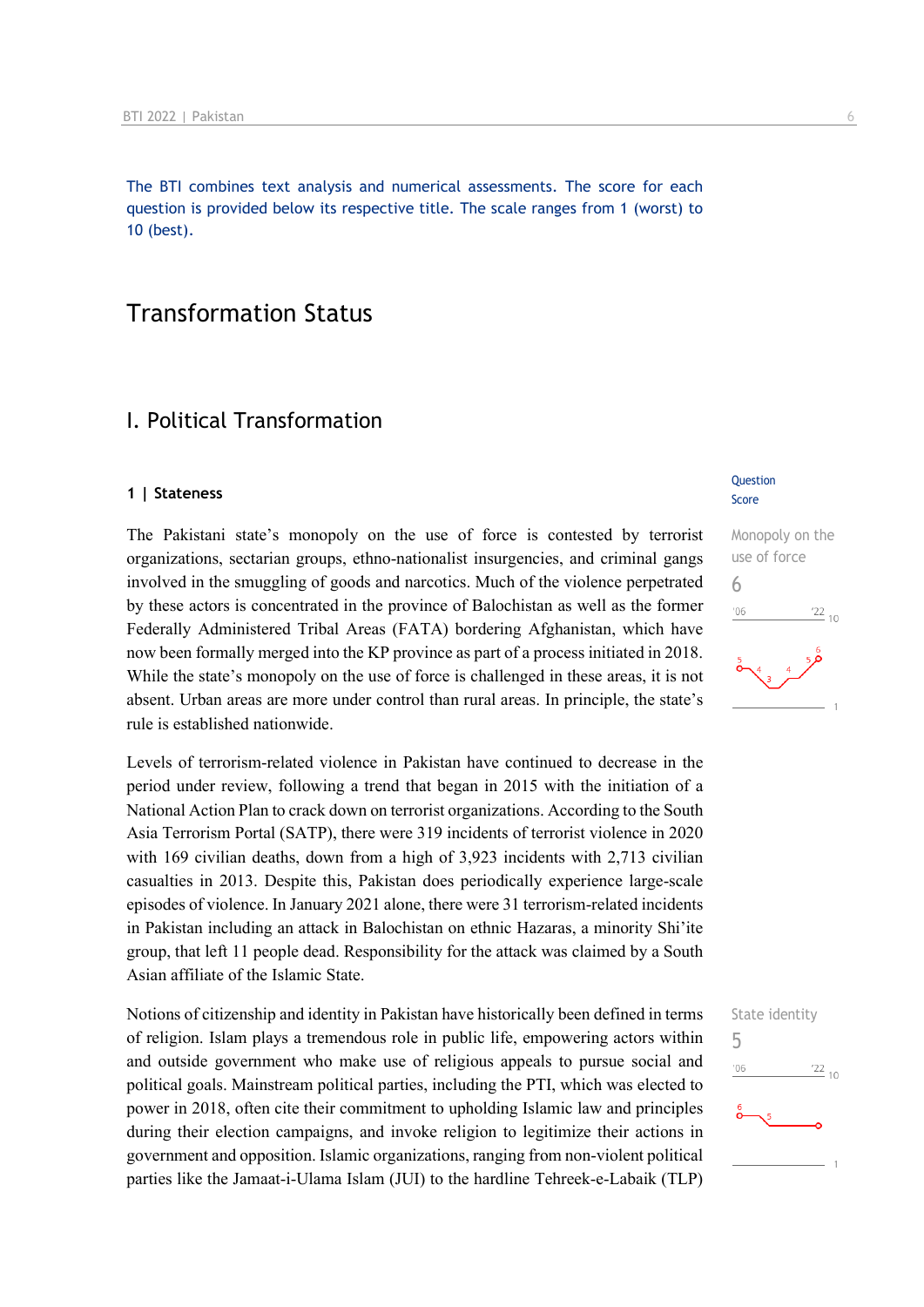The BTI combines text analysis and numerical assessments. The score for each question is provided below its respective title. The scale ranges from 1 (worst) to 10 (best).

# Transformation Status

## I. Political Transformation

### 1 | Stateness

Question Score

Monopoly on the use of force
6

The Pakistani state's monopoly on the use of force is contested by terrorist organizations, sectarian groups, ethno-nationalist insurgencies, and criminal gangs involved in the smuggling of goods and narcotics. Much of the violence perpetrated by these actors is concentrated in the province of Balochistan as well as the former Federally Administered Tribal Areas (FATA) bordering Afghanistan, which have now been formally merged into the KP province as part of a process initiated in 2018. While the state's monopoly on the use of force is challenged in these areas, it is not absent. Urban areas are more under control than rural areas. In principle, the state's rule is established nationwide.

Levels of terrorism-related violence in Pakistan have continued to decrease in the period under review, following a trend that began in 2015 with the initiation of a National Action Plan to crack down on terrorist organizations. According to the South Asia Terrorism Portal (SATP), there were 319 incidents of terrorist violence in 2020 with 169 civilian deaths, down from a high of 3,923 incidents with 2,713 civilian casualties in 2013. Despite this, Pakistan does periodically experience large-scale episodes of violence. In January 2021 alone, there were 31 terrorism-related incidents in Pakistan including an attack in Balochistan on ethnic Hazaras, a minority Shi'ite group, that left 11 people dead. Responsibility for the attack was claimed by a South Asian affiliate of the Islamic State.

State identity
5

Notions of citizenship and identity in Pakistan have historically been defined in terms of religion. Islam plays a tremendous role in public life, empowering actors within and outside government who make use of religious appeals to pursue social and political goals. Mainstream political parties, including the PTI, which was elected to power in 2018, often cite their commitment to upholding Islamic law and principles during their election campaigns, and invoke religion to legitimize their actions in government and opposition. Islamic organizations, ranging from non-violent political parties like the Jamaat-i-Ulama Islam (JUI) to the hardline Tehreek-e-Labaik (TLP)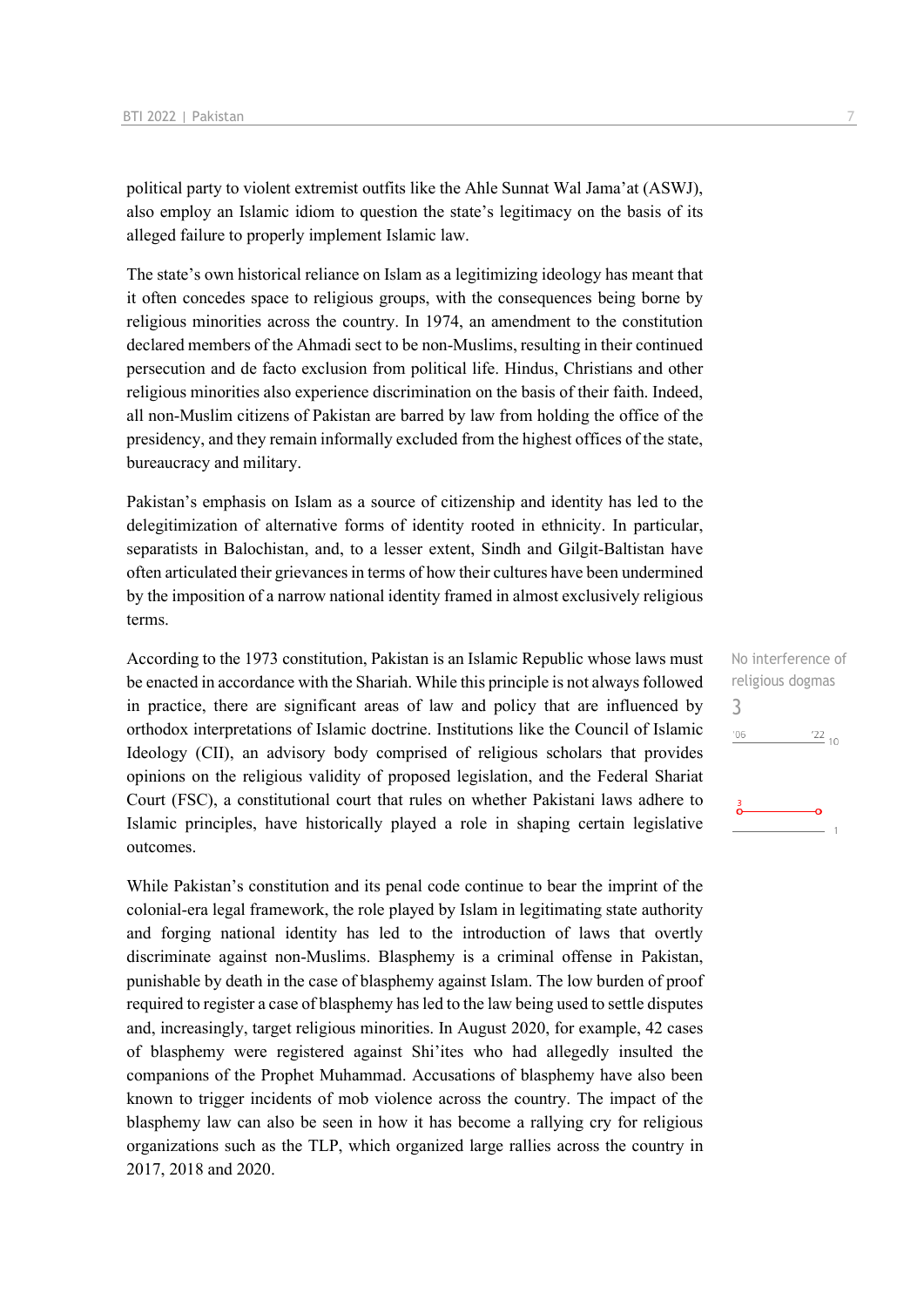political party to violent extremist outfits like the Ahle Sunnat Wal Jama'at (ASWJ), also employ an Islamic idiom to question the state's legitimacy on the basis of its alleged failure to properly implement Islamic law.

The state's own historical reliance on Islam as a legitimizing ideology has meant that it often concedes space to religious groups, with the consequences being borne by religious minorities across the country. In 1974, an amendment to the constitution declared members of the Ahmadi sect to be non-Muslims, resulting in their continued persecution and de facto exclusion from political life. Hindus, Christians and other religious minorities also experience discrimination on the basis of their faith. Indeed, all non-Muslim citizens of Pakistan are barred by law from holding the office of the presidency, and they remain informally excluded from the highest offices of the state, bureaucracy and military.

Pakistan's emphasis on Islam as a source of citizenship and identity has led to the delegitimization of alternative forms of identity rooted in ethnicity. In particular, separatists in Balochistan, and, to a lesser extent, Sindh and Gilgit-Baltistan have often articulated their grievances in terms of how their cultures have been undermined by the imposition of a narrow national identity framed in almost exclusively religious terms.

No interference of religious dogmas
3

According to the 1973 constitution, Pakistan is an Islamic Republic whose laws must be enacted in accordance with the Shariah. While this principle is not always followed in practice, there are significant areas of law and policy that are influenced by orthodox interpretations of Islamic doctrine. Institutions like the Council of Islamic Ideology (CII), an advisory body comprised of religious scholars that provides opinions on the religious validity of proposed legislation, and the Federal Shariat Court (FSC), a constitutional court that rules on whether Pakistani laws adhere to Islamic principles, have historically played a role in shaping certain legislative outcomes.

While Pakistan's constitution and its penal code continue to bear the imprint of the colonial-era legal framework, the role played by Islam in legitimating state authority and forging national identity has led to the introduction of laws that overtly discriminate against non-Muslims. Blasphemy is a criminal offense in Pakistan, punishable by death in the case of blasphemy against Islam. The low burden of proof required to register a case of blasphemy has led to the law being used to settle disputes and, increasingly, target religious minorities. In August 2020, for example, 42 cases of blasphemy were registered against Shi'ites who had allegedly insulted the companions of the Prophet Muhammad. Accusations of blasphemy have also been known to trigger incidents of mob violence across the country. The impact of the blasphemy law can also be seen in how it has become a rallying cry for religious organizations such as the TLP, which organized large rallies across the country in 2017, 2018 and 2020.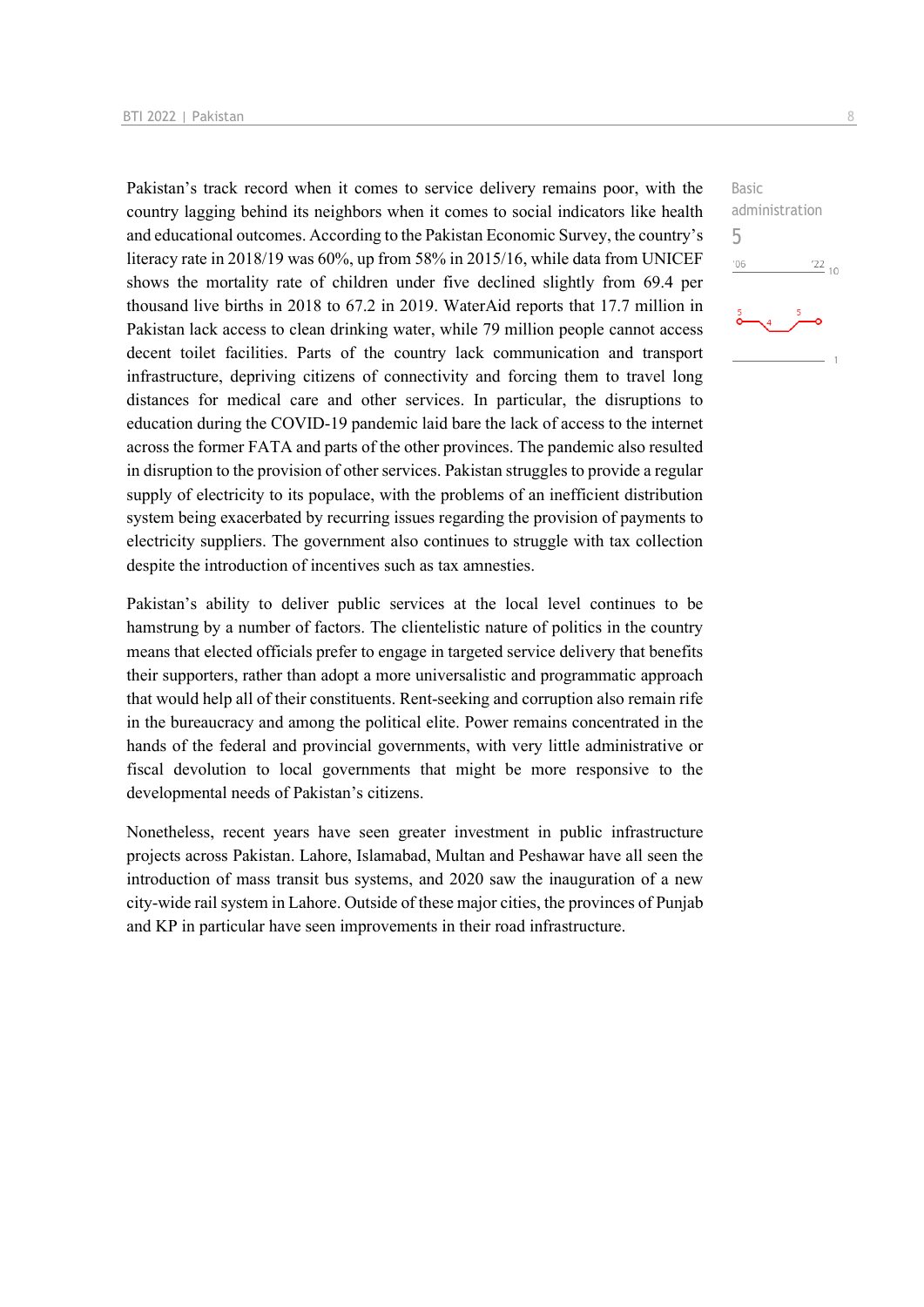Pakistan's track record when it comes to service delivery remains poor, with the country lagging behind its neighbors when it comes to social indicators like health and educational outcomes. According to the Pakistan Economic Survey, the country's literacy rate in 2018/19 was 60%, up from 58% in 2015/16, while data from UNICEF shows the mortality rate of children under five declined slightly from 69.4 per thousand live births in 2018 to 67.2 in 2019. WaterAid reports that 17.7 million in Pakistan lack access to clean drinking water, while 79 million people cannot access decent toilet facilities. Parts of the country lack communication and transport infrastructure, depriving citizens of connectivity and forcing them to travel long distances for medical care and other services. In particular, the disruptions to education during the COVID-19 pandemic laid bare the lack of access to the internet across the former FATA and parts of the other provinces. The pandemic also resulted in disruption to the provision of other services. Pakistan struggles to provide a regular supply of electricity to its populace, with the problems of an inefficient distribution system being exacerbated by recurring issues regarding the provision of payments to electricity suppliers. The government also continues to struggle with tax collection despite the introduction of incentives such as tax amnesties.

Basic administration
5

Pakistan's ability to deliver public services at the local level continues to be hamstrung by a number of factors. The clientelistic nature of politics in the country means that elected officials prefer to engage in targeted service delivery that benefits their supporters, rather than adopt a more universalistic and programmatic approach that would help all of their constituents. Rent-seeking and corruption also remain rife in the bureaucracy and among the political elite. Power remains concentrated in the hands of the federal and provincial governments, with very little administrative or fiscal devolution to local governments that might be more responsive to the developmental needs of Pakistan's citizens.

Nonetheless, recent years have seen greater investment in public infrastructure projects across Pakistan. Lahore, Islamabad, Multan and Peshawar have all seen the introduction of mass transit bus systems, and 2020 saw the inauguration of a new city-wide rail system in Lahore. Outside of these major cities, the provinces of Punjab and KP in particular have seen improvements in their road infrastructure.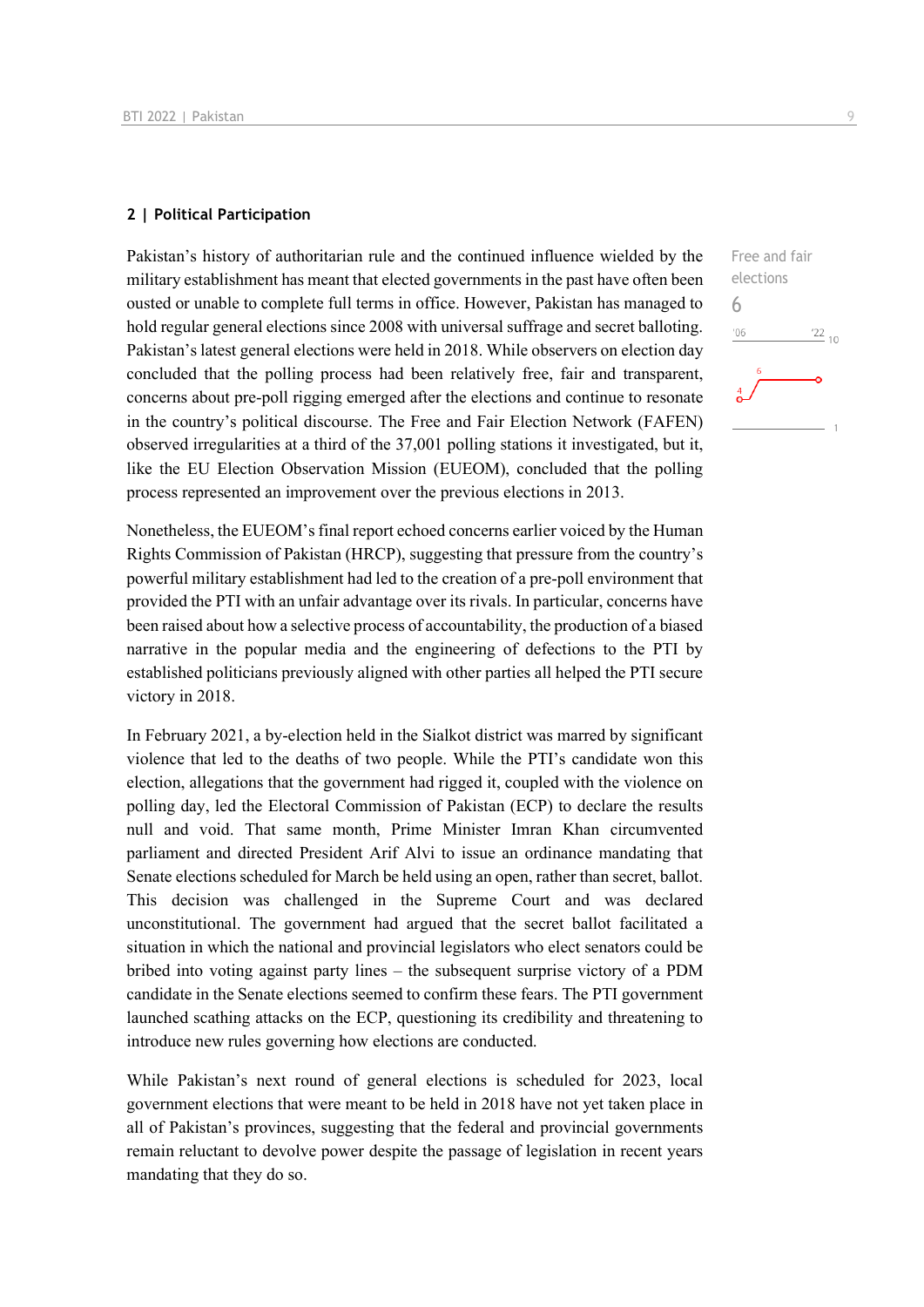## 2 | Political Participation

Free and fair elections

6

Pakistan's history of authoritarian rule and the continued influence wielded by the military establishment has meant that elected governments in the past have often been ousted or unable to complete full terms in office. However, Pakistan has managed to hold regular general elections since 2008 with universal suffrage and secret balloting. Pakistan's latest general elections were held in 2018. While observers on election day concluded that the polling process had been relatively free, fair and transparent, concerns about pre-poll rigging emerged after the elections and continue to resonate in the country's political discourse. The Free and Fair Election Network (FAFEN) observed irregularities at a third of the 37,001 polling stations it investigated, but it, like the EU Election Observation Mission (EUEOM), concluded that the polling process represented an improvement over the previous elections in 2013.

Nonetheless, the EUEOM's final report echoed concerns earlier voiced by the Human Rights Commission of Pakistan (HRCP), suggesting that pressure from the country's powerful military establishment had led to the creation of a pre-poll environment that provided the PTI with an unfair advantage over its rivals. In particular, concerns have been raised about how a selective process of accountability, the production of a biased narrative in the popular media and the engineering of defections to the PTI by established politicians previously aligned with other parties all helped the PTI secure victory in 2018.

In February 2021, a by-election held in the Sialkot district was marred by significant violence that led to the deaths of two people. While the PTI's candidate won this election, allegations that the government had rigged it, coupled with the violence on polling day, led the Electoral Commission of Pakistan (ECP) to declare the results null and void. That same month, Prime Minister Imran Khan circumvented parliament and directed President Arif Alvi to issue an ordinance mandating that Senate elections scheduled for March be held using an open, rather than secret, ballot. This decision was challenged in the Supreme Court and was declared unconstitutional. The government had argued that the secret ballot facilitated a situation in which the national and provincial legislators who elect senators could be bribed into voting against party lines – the subsequent surprise victory of a PDM candidate in the Senate elections seemed to confirm these fears. The PTI government launched scathing attacks on the ECP, questioning its credibility and threatening to introduce new rules governing how elections are conducted.

While Pakistan's next round of general elections is scheduled for 2023, local government elections that were meant to be held in 2018 have not yet taken place in all of Pakistan's provinces, suggesting that the federal and provincial governments remain reluctant to devolve power despite the passage of legislation in recent years mandating that they do so.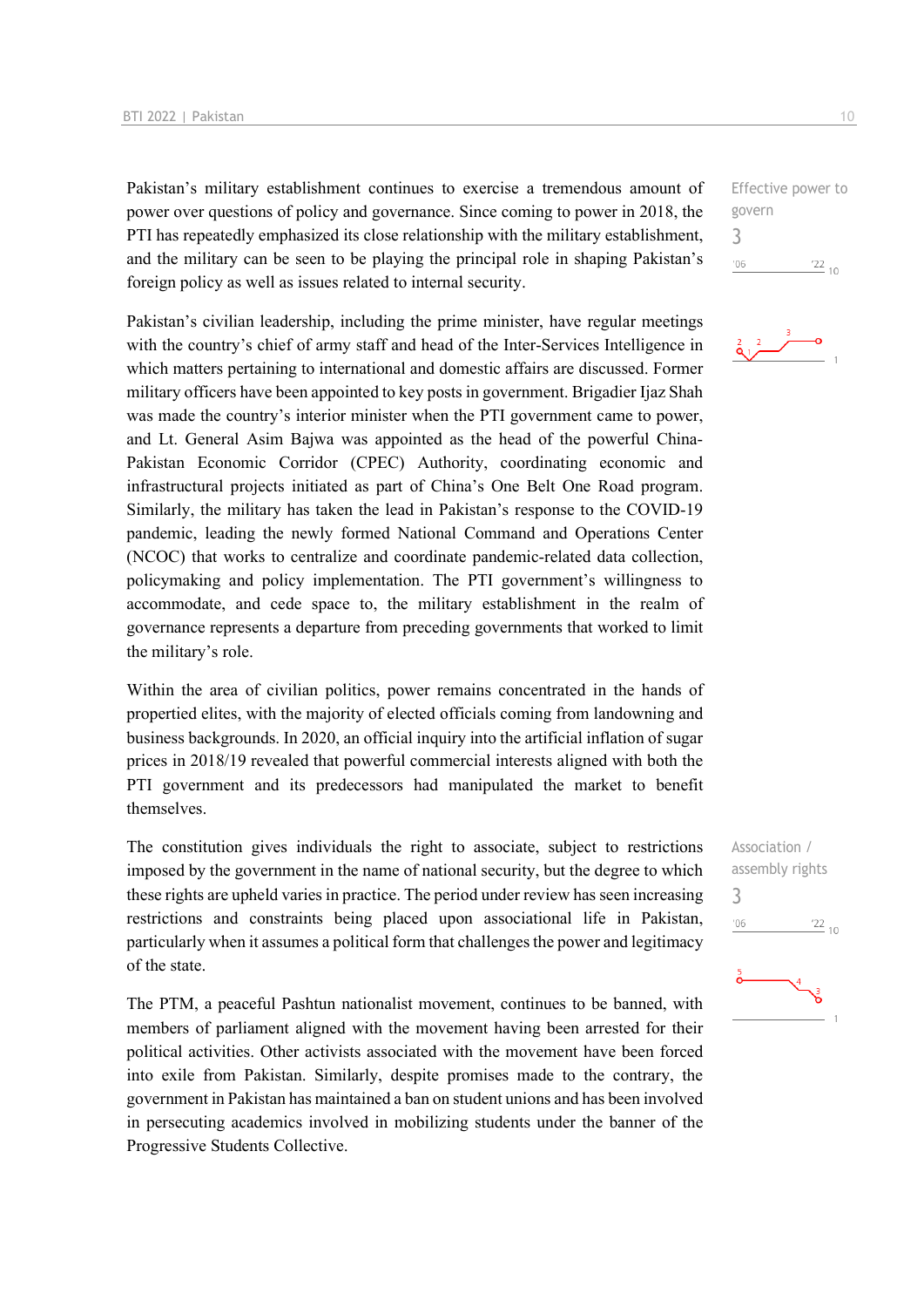Pakistan's military establishment continues to exercise a tremendous amount of power over questions of policy and governance. Since coming to power in 2018, the PTI has repeatedly emphasized its close relationship with the military establishment, and the military can be seen to be playing the principal role in shaping Pakistan's foreign policy as well as issues related to internal security.

Effective power to govern
3

Pakistan's civilian leadership, including the prime minister, have regular meetings with the country's chief of army staff and head of the Inter-Services Intelligence in which matters pertaining to international and domestic affairs are discussed. Former military officers have been appointed to key posts in government. Brigadier Ijaz Shah was made the country's interior minister when the PTI government came to power, and Lt. General Asim Bajwa was appointed as the head of the powerful China-Pakistan Economic Corridor (CPEC) Authority, coordinating economic and infrastructural projects initiated as part of China's One Belt One Road program. Similarly, the military has taken the lead in Pakistan's response to the COVID-19 pandemic, leading the newly formed National Command and Operations Center (NCOC) that works to centralize and coordinate pandemic-related data collection, policymaking and policy implementation. The PTI government's willingness to accommodate, and cede space to, the military establishment in the realm of governance represents a departure from preceding governments that worked to limit the military's role.

Within the area of civilian politics, power remains concentrated in the hands of propertied elites, with the majority of elected officials coming from landowning and business backgrounds. In 2020, an official inquiry into the artificial inflation of sugar prices in 2018/19 revealed that powerful commercial interests aligned with both the PTI government and its predecessors had manipulated the market to benefit themselves.

The constitution gives individuals the right to associate, subject to restrictions imposed by the government in the name of national security, but the degree to which these rights are upheld varies in practice. The period under review has seen increasing restrictions and constraints being placed upon associational life in Pakistan, particularly when it assumes a political form that challenges the power and legitimacy of the state.

Association / assembly rights
3

The PTM, a peaceful Pashtun nationalist movement, continues to be banned, with members of parliament aligned with the movement having been arrested for their political activities. Other activists associated with the movement have been forced into exile from Pakistan. Similarly, despite promises made to the contrary, the government in Pakistan has maintained a ban on student unions and has been involved in persecuting academics involved in mobilizing students under the banner of the Progressive Students Collective.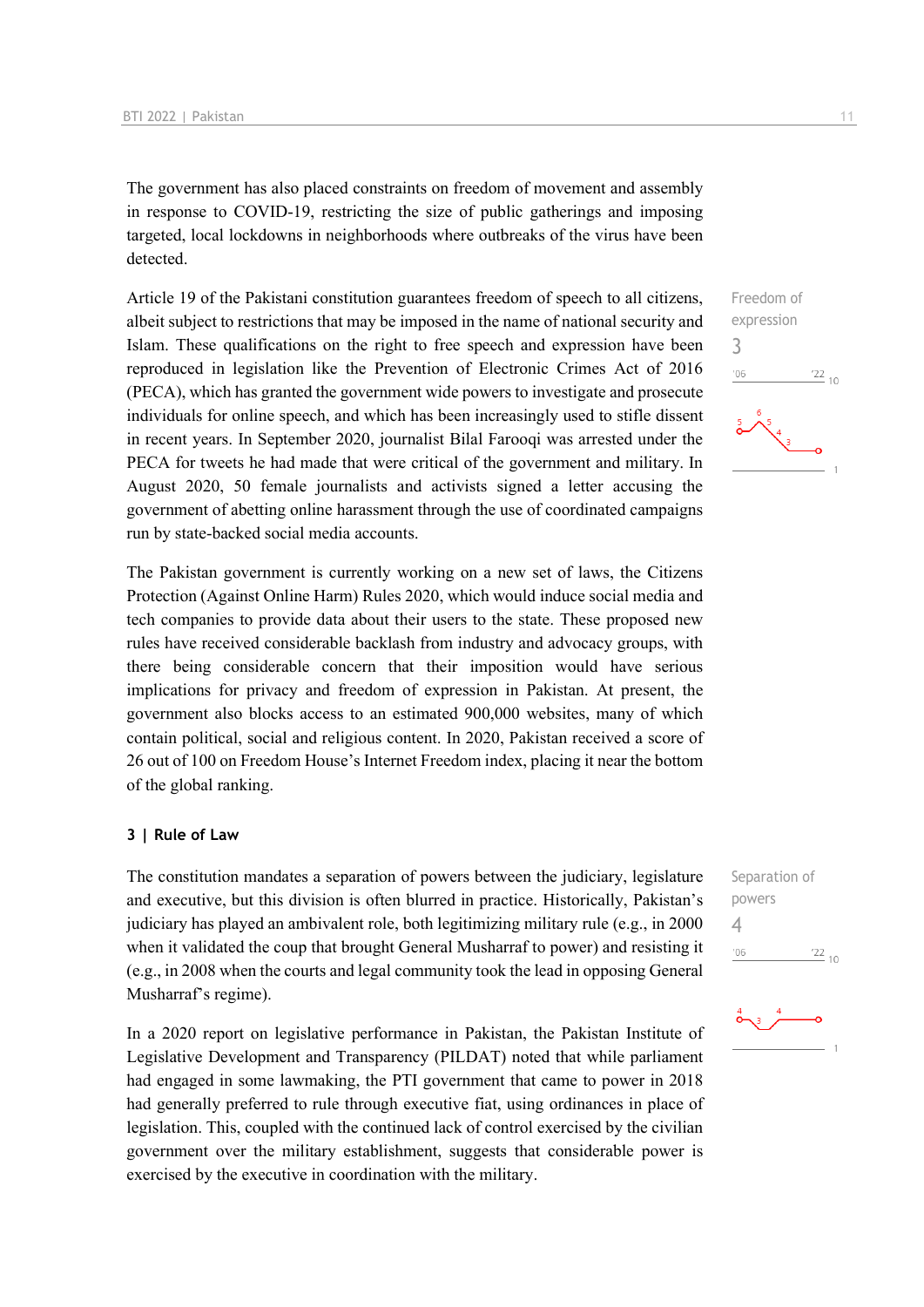The government has also placed constraints on freedom of movement and assembly in response to COVID-19, restricting the size of public gatherings and imposing targeted, local lockdowns in neighborhoods where outbreaks of the virus have been detected.

Freedom of expression
3

Article 19 of the Pakistani constitution guarantees freedom of speech to all citizens, albeit subject to restrictions that may be imposed in the name of national security and Islam. These qualifications on the right to free speech and expression have been reproduced in legislation like the Prevention of Electronic Crimes Act of 2016 (PECA), which has granted the government wide powers to investigate and prosecute individuals for online speech, and which has been increasingly used to stifle dissent in recent years. In September 2020, journalist Bilal Farooqi was arrested under the PECA for tweets he had made that were critical of the government and military. In August 2020, 50 female journalists and activists signed a letter accusing the government of abetting online harassment through the use of coordinated campaigns run by state-backed social media accounts.

The Pakistan government is currently working on a new set of laws, the Citizens Protection (Against Online Harm) Rules 2020, which would induce social media and tech companies to provide data about their users to the state. These proposed new rules have received considerable backlash from industry and advocacy groups, with there being considerable concern that their imposition would have serious implications for privacy and freedom of expression in Pakistan. At present, the government also blocks access to an estimated 900,000 websites, many of which contain political, social and religious content. In 2020, Pakistan received a score of 26 out of 100 on Freedom House's Internet Freedom index, placing it near the bottom of the global ranking.

## 3 | Rule of Law

Separation of powers
4

The constitution mandates a separation of powers between the judiciary, legislature and executive, but this division is often blurred in practice. Historically, Pakistan's judiciary has played an ambivalent role, both legitimizing military rule (e.g., in 2000 when it validated the coup that brought General Musharraf to power) and resisting it (e.g., in 2008 when the courts and legal community took the lead in opposing General Musharraf's regime).

In a 2020 report on legislative performance in Pakistan, the Pakistan Institute of Legislative Development and Transparency (PILDAT) noted that while parliament had engaged in some lawmaking, the PTI government that came to power in 2018 had generally preferred to rule through executive fiat, using ordinances in place of legislation. This, coupled with the continued lack of control exercised by the civilian government over the military establishment, suggests that considerable power is exercised by the executive in coordination with the military.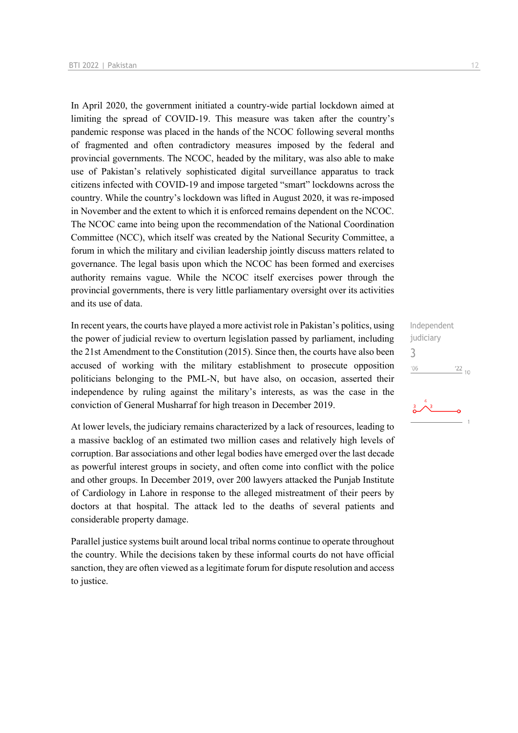In April 2020, the government initiated a country-wide partial lockdown aimed at limiting the spread of COVID-19. This measure was taken after the country's pandemic response was placed in the hands of the NCOC following several months of fragmented and often contradictory measures imposed by the federal and provincial governments. The NCOC, headed by the military, was also able to make use of Pakistan's relatively sophisticated digital surveillance apparatus to track citizens infected with COVID-19 and impose targeted "smart" lockdowns across the country. While the country's lockdown was lifted in August 2020, it was re-imposed in November and the extent to which it is enforced remains dependent on the NCOC. The NCOC came into being upon the recommendation of the National Coordination Committee (NCC), which itself was created by the National Security Committee, a forum in which the military and civilian leadership jointly discuss matters related to governance. The legal basis upon which the NCOC has been formed and exercises authority remains vague. While the NCOC itself exercises power through the provincial governments, there is very little parliamentary oversight over its activities and its use of data.

Independent judiciary
3

In recent years, the courts have played a more activist role in Pakistan's politics, using the power of judicial review to overturn legislation passed by parliament, including the 21st Amendment to the Constitution (2015). Since then, the courts have also been accused of working with the military establishment to prosecute opposition politicians belonging to the PML-N, but have also, on occasion, asserted their independence by ruling against the military's interests, as was the case in the conviction of General Musharraf for high treason in December 2019.

At lower levels, the judiciary remains characterized by a lack of resources, leading to a massive backlog of an estimated two million cases and relatively high levels of corruption. Bar associations and other legal bodies have emerged over the last decade as powerful interest groups in society, and often come into conflict with the police and other groups. In December 2019, over 200 lawyers attacked the Punjab Institute of Cardiology in Lahore in response to the alleged mistreatment of their peers by doctors at that hospital. The attack led to the deaths of several patients and considerable property damage.

Parallel justice systems built around local tribal norms continue to operate throughout the country. While the decisions taken by these informal courts do not have official sanction, they are often viewed as a legitimate forum for dispute resolution and access to justice.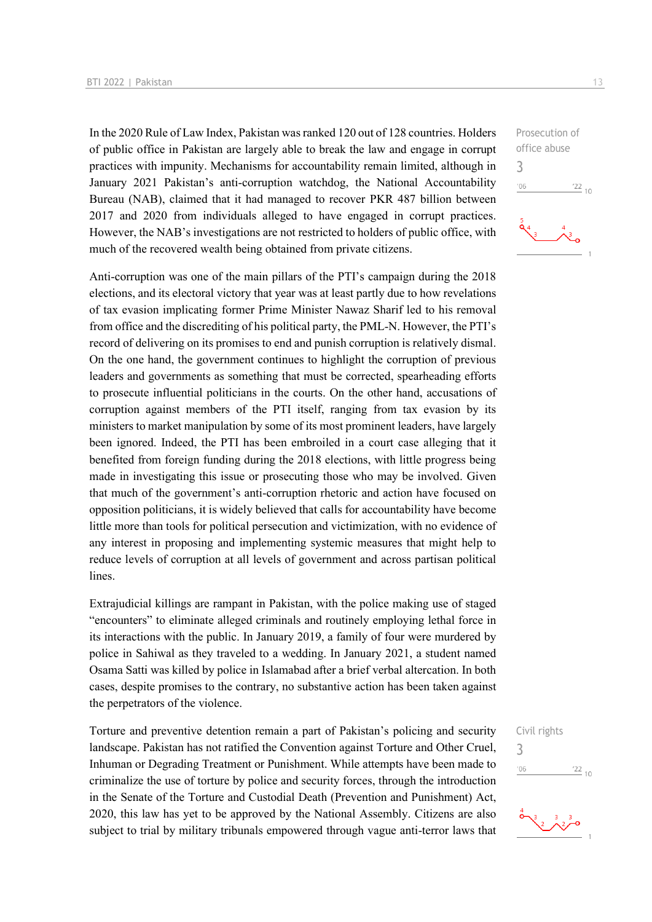In the 2020 Rule of Law Index, Pakistan was ranked 120 out of 128 countries. Holders of public office in Pakistan are largely able to break the law and engage in corrupt practices with impunity. Mechanisms for accountability remain limited, although in January 2021 Pakistan's anti-corruption watchdog, the National Accountability Bureau (NAB), claimed that it had managed to recover PKR 487 billion between 2017 and 2020 from individuals alleged to have engaged in corrupt practices. However, the NAB's investigations are not restricted to holders of public office, with much of the recovered wealth being obtained from private citizens.

Prosecution of office abuse
3

Anti-corruption was one of the main pillars of the PTI's campaign during the 2018 elections, and its electoral victory that year was at least partly due to how revelations of tax evasion implicating former Prime Minister Nawaz Sharif led to his removal from office and the discrediting of his political party, the PML-N. However, the PTI's record of delivering on its promises to end and punish corruption is relatively dismal. On the one hand, the government continues to highlight the corruption of previous leaders and governments as something that must be corrected, spearheading efforts to prosecute influential politicians in the courts. On the other hand, accusations of corruption against members of the PTI itself, ranging from tax evasion by its ministers to market manipulation by some of its most prominent leaders, have largely been ignored. Indeed, the PTI has been embroiled in a court case alleging that it benefited from foreign funding during the 2018 elections, with little progress being made in investigating this issue or prosecuting those who may be involved. Given that much of the government's anti-corruption rhetoric and action have focused on opposition politicians, it is widely believed that calls for accountability have become little more than tools for political persecution and victimization, with no evidence of any interest in proposing and implementing systemic measures that might help to reduce levels of corruption at all levels of government and across partisan political lines.

Extrajudicial killings are rampant in Pakistan, with the police making use of staged "encounters" to eliminate alleged criminals and routinely employing lethal force in its interactions with the public. In January 2019, a family of four were murdered by police in Sahiwal as they traveled to a wedding. In January 2021, a student named Osama Satti was killed by police in Islamabad after a brief verbal altercation. In both cases, despite promises to the contrary, no substantive action has been taken against the perpetrators of the violence.

Torture and preventive detention remain a part of Pakistan's policing and security landscape. Pakistan has not ratified the Convention against Torture and Other Cruel, Inhuman or Degrading Treatment or Punishment. While attempts have been made to criminalize the use of torture by police and security forces, through the introduction in the Senate of the Torture and Custodial Death (Prevention and Punishment) Act, 2020, this law has yet to be approved by the National Assembly. Citizens are also subject to trial by military tribunals empowered through vague anti-terror laws that

Civil rights
3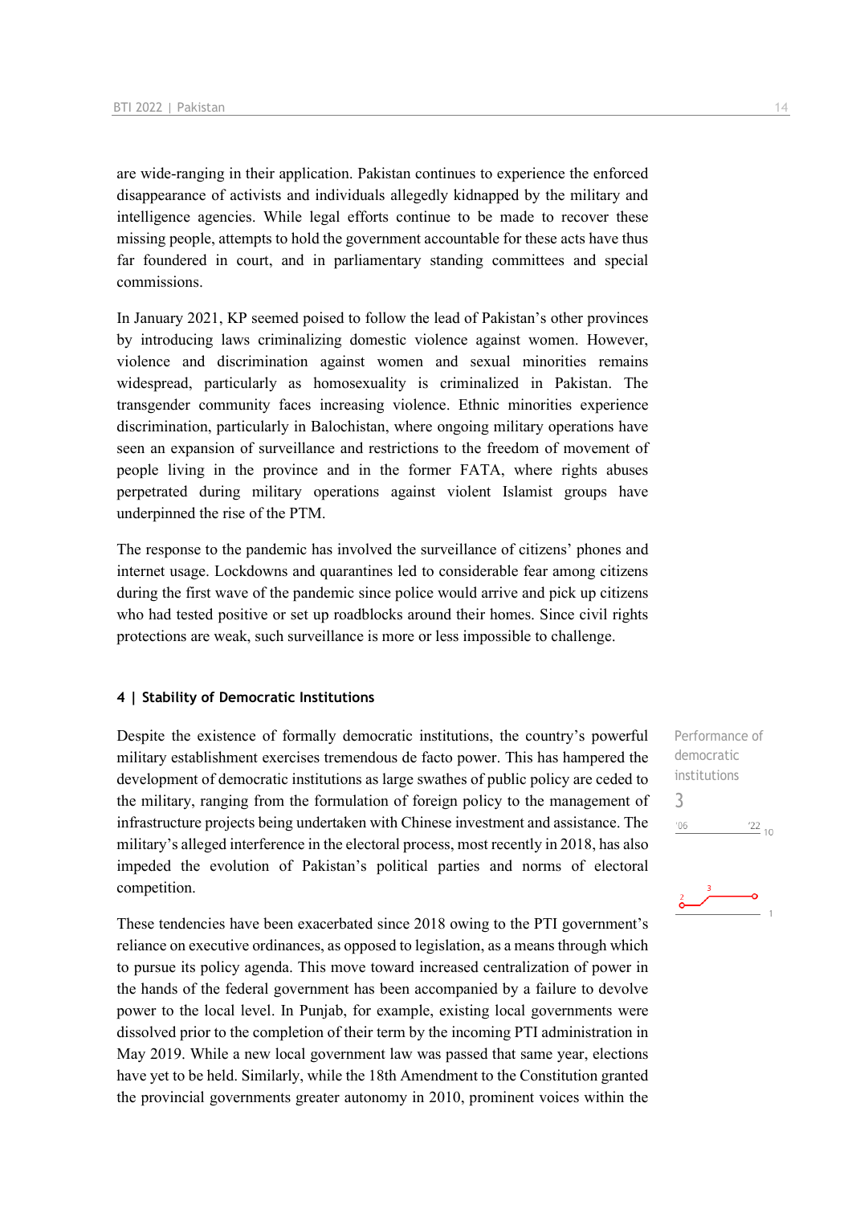are wide-ranging in their application. Pakistan continues to experience the enforced disappearance of activists and individuals allegedly kidnapped by the military and intelligence agencies. While legal efforts continue to be made to recover these missing people, attempts to hold the government accountable for these acts have thus far foundered in court, and in parliamentary standing committees and special commissions.

In January 2021, KP seemed poised to follow the lead of Pakistan's other provinces by introducing laws criminalizing domestic violence against women. However, violence and discrimination against women and sexual minorities remains widespread, particularly as homosexuality is criminalized in Pakistan. The transgender community faces increasing violence. Ethnic minorities experience discrimination, particularly in Balochistan, where ongoing military operations have seen an expansion of surveillance and restrictions to the freedom of movement of people living in the province and in the former FATA, where rights abuses perpetrated during military operations against violent Islamist groups have underpinned the rise of the PTM.

The response to the pandemic has involved the surveillance of citizens' phones and internet usage. Lockdowns and quarantines led to considerable fear among citizens during the first wave of the pandemic since police would arrive and pick up citizens who had tested positive or set up roadblocks around their homes. Since civil rights protections are weak, such surveillance is more or less impossible to challenge.

### 4 | Stability of Democratic Institutions

Performance of democratic institutions

3

'06 '22 10

Despite the existence of formally democratic institutions, the country's powerful military establishment exercises tremendous de facto power. This has hampered the development of democratic institutions as large swathes of public policy are ceded to the military, ranging from the formulation of foreign policy to the management of infrastructure projects being undertaken with Chinese investment and assistance. The military's alleged interference in the electoral process, most recently in 2018, has also impeded the evolution of Pakistan's political parties and norms of electoral competition.

These tendencies have been exacerbated since 2018 owing to the PTI government's reliance on executive ordinances, as opposed to legislation, as a means through which to pursue its policy agenda. This move toward increased centralization of power in the hands of the federal government has been accompanied by a failure to devolve power to the local level. In Punjab, for example, existing local governments were dissolved prior to the completion of their term by the incoming PTI administration in May 2019. While a new local government law was passed that same year, elections have yet to be held. Similarly, while the 18th Amendment to the Constitution granted the provincial governments greater autonomy in 2010, prominent voices within the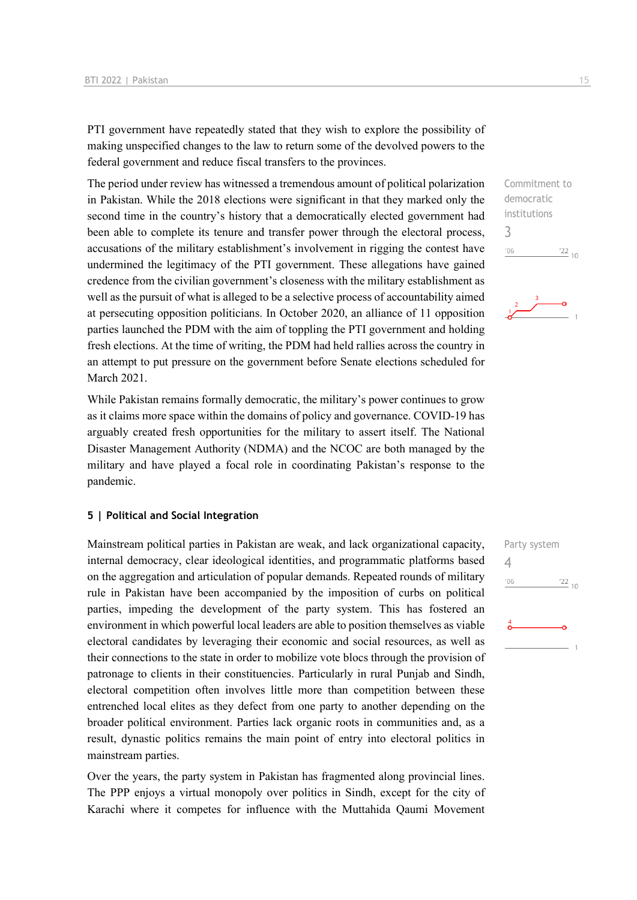PTI government have repeatedly stated that they wish to explore the possibility of making unspecified changes to the law to return some of the devolved powers to the federal government and reduce fiscal transfers to the provinces.

The period under review has witnessed a tremendous amount of political polarization in Pakistan. While the 2018 elections were significant in that they marked only the second time in the country's history that a democratically elected government had been able to complete its tenure and transfer power through the electoral process, accusations of the military establishment's involvement in rigging the contest have undermined the legitimacy of the PTI government. These allegations have gained credence from the civilian government's closeness with the military establishment as well as the pursuit of what is alleged to be a selective process of accountability aimed at persecuting opposition politicians. In October 2020, an alliance of 11 opposition parties launched the PDM with the aim of toppling the PTI government and holding fresh elections. At the time of writing, the PDM had held rallies across the country in an attempt to put pressure on the government before Senate elections scheduled for March 2021.

Commitment to democratic institutions
3

While Pakistan remains formally democratic, the military's power continues to grow as it claims more space within the domains of policy and governance. COVID-19 has arguably created fresh opportunities for the military to assert itself. The National Disaster Management Authority (NDMA) and the NCOC are both managed by the military and have played a focal role in coordinating Pakistan's response to the pandemic.

## 5 | Political and Social Integration

Mainstream political parties in Pakistan are weak, and lack organizational capacity, internal democracy, clear ideological identities, and programmatic platforms based on the aggregation and articulation of popular demands. Repeated rounds of military rule in Pakistan have been accompanied by the imposition of curbs on political parties, impeding the development of the party system. This has fostered an environment in which powerful local leaders are able to position themselves as viable electoral candidates by leveraging their economic and social resources, as well as their connections to the state in order to mobilize vote blocs through the provision of patronage to clients in their constituencies. Particularly in rural Punjab and Sindh, electoral competition often involves little more than competition between these entrenched local elites as they defect from one party to another depending on the broader political environment. Parties lack organic roots in communities and, as a result, dynastic politics remains the main point of entry into electoral politics in mainstream parties.

Party system
4

Over the years, the party system in Pakistan has fragmented along provincial lines. The PPP enjoys a virtual monopoly over politics in Sindh, except for the city of Karachi where it competes for influence with the Muttahida Qaumi Movement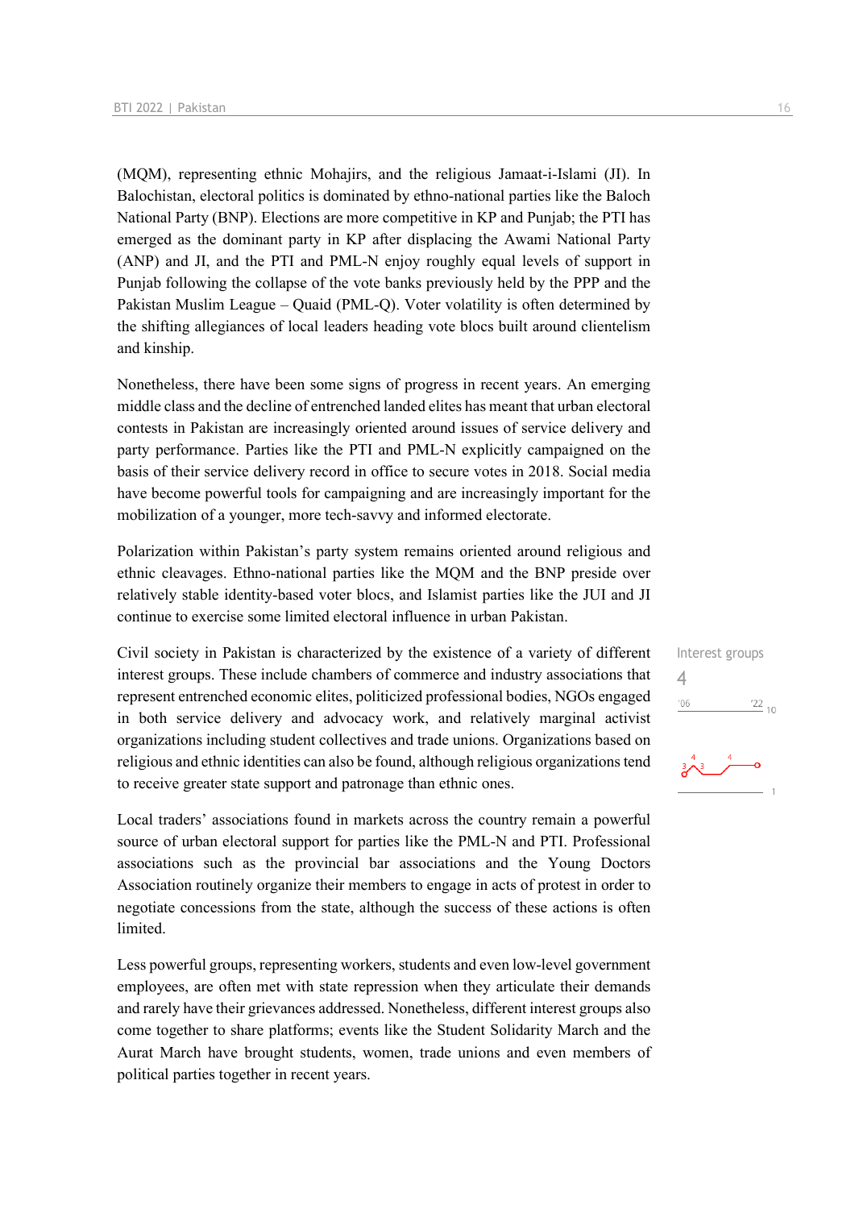(MQM), representing ethnic Mohajirs, and the religious Jamaat-i-Islami (JI). In Balochistan, electoral politics is dominated by ethno-national parties like the Baloch National Party (BNP). Elections are more competitive in KP and Punjab; the PTI has emerged as the dominant party in KP after displacing the Awami National Party (ANP) and JI, and the PTI and PML-N enjoy roughly equal levels of support in Punjab following the collapse of the vote banks previously held by the PPP and the Pakistan Muslim League – Quaid (PML-Q). Voter volatility is often determined by the shifting allegiances of local leaders heading vote blocs built around clientelism and kinship.

Nonetheless, there have been some signs of progress in recent years. An emerging middle class and the decline of entrenched landed elites has meant that urban electoral contests in Pakistan are increasingly oriented around issues of service delivery and party performance. Parties like the PTI and PML-N explicitly campaigned on the basis of their service delivery record in office to secure votes in 2018. Social media have become powerful tools for campaigning and are increasingly important for the mobilization of a younger, more tech-savvy and informed electorate.

Polarization within Pakistan's party system remains oriented around religious and ethnic cleavages. Ethno-national parties like the MQM and the BNP preside over relatively stable identity-based voter blocs, and Islamist parties like the JUI and JI continue to exercise some limited electoral influence in urban Pakistan.

Interest groups
4

Civil society in Pakistan is characterized by the existence of a variety of different interest groups. These include chambers of commerce and industry associations that represent entrenched economic elites, politicized professional bodies, NGOs engaged in both service delivery and advocacy work, and relatively marginal activist organizations including student collectives and trade unions. Organizations based on religious and ethnic identities can also be found, although religious organizations tend to receive greater state support and patronage than ethnic ones.

Local traders' associations found in markets across the country remain a powerful source of urban electoral support for parties like the PML-N and PTI. Professional associations such as the provincial bar associations and the Young Doctors Association routinely organize their members to engage in acts of protest in order to negotiate concessions from the state, although the success of these actions is often limited.

Less powerful groups, representing workers, students and even low-level government employees, are often met with state repression when they articulate their demands and rarely have their grievances addressed. Nonetheless, different interest groups also come together to share platforms; events like the Student Solidarity March and the Aurat March have brought students, women, trade unions and even members of political parties together in recent years.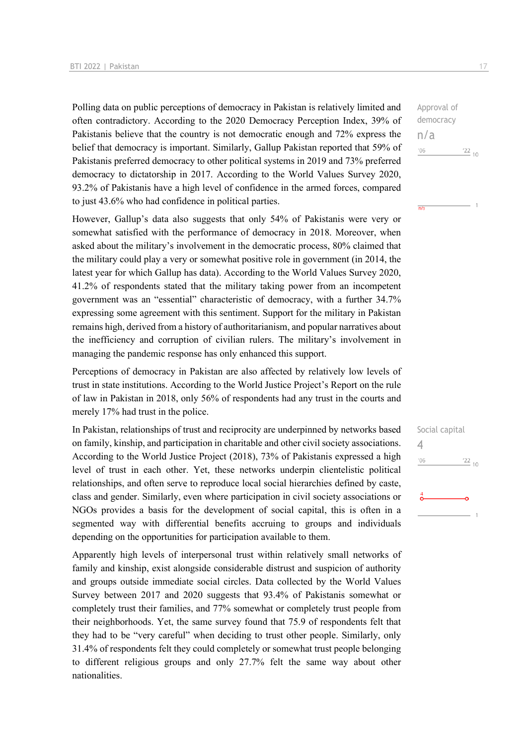Polling data on public perceptions of democracy in Pakistan is relatively limited and often contradictory. According to the 2020 Democracy Perception Index, 39% of Pakistanis believe that the country is not democratic enough and 72% express the belief that democracy is important. Similarly, Gallup Pakistan reported that 59% of Pakistanis preferred democracy to other political systems in 2019 and 73% preferred democracy to dictatorship in 2017. According to the World Values Survey 2020, 93.2% of Pakistanis have a high level of confidence in the armed forces, compared to just 43.6% who had confidence in political parties.

Approval of democracy
n/a

However, Gallup's data also suggests that only 54% of Pakistanis were very or somewhat satisfied with the performance of democracy in 2018. Moreover, when asked about the military's involvement in the democratic process, 80% claimed that the military could play a very or somewhat positive role in government (in 2014, the latest year for which Gallup has data). According to the World Values Survey 2020, 41.2% of respondents stated that the military taking power from an incompetent government was an "essential" characteristic of democracy, with a further 34.7% expressing some agreement with this sentiment. Support for the military in Pakistan remains high, derived from a history of authoritarianism, and popular narratives about the inefficiency and corruption of civilian rulers. The military's involvement in managing the pandemic response has only enhanced this support.

Perceptions of democracy in Pakistan are also affected by relatively low levels of trust in state institutions. According to the World Justice Project's Report on the rule of law in Pakistan in 2018, only 56% of respondents had any trust in the courts and merely 17% had trust in the police.

In Pakistan, relationships of trust and reciprocity are underpinned by networks based on family, kinship, and participation in charitable and other civil society associations. According to the World Justice Project (2018), 73% of Pakistanis expressed a high level of trust in each other. Yet, these networks underpin clientelistic political relationships, and often serve to reproduce local social hierarchies defined by caste, class and gender. Similarly, even where participation in civil society associations or NGOs provides a basis for the development of social capital, this is often in a segmented way with differential benefits accruing to groups and individuals depending on the opportunities for participation available to them.

Social capital
4

Apparently high levels of interpersonal trust within relatively small networks of family and kinship, exist alongside considerable distrust and suspicion of authority and groups outside immediate social circles. Data collected by the World Values Survey between 2017 and 2020 suggests that 93.4% of Pakistanis somewhat or completely trust their families, and 77% somewhat or completely trust people from their neighborhoods. Yet, the same survey found that 75.9 of respondents felt that they had to be "very careful" when deciding to trust other people. Similarly, only 31.4% of respondents felt they could completely or somewhat trust people belonging to different religious groups and only 27.7% felt the same way about other nationalities.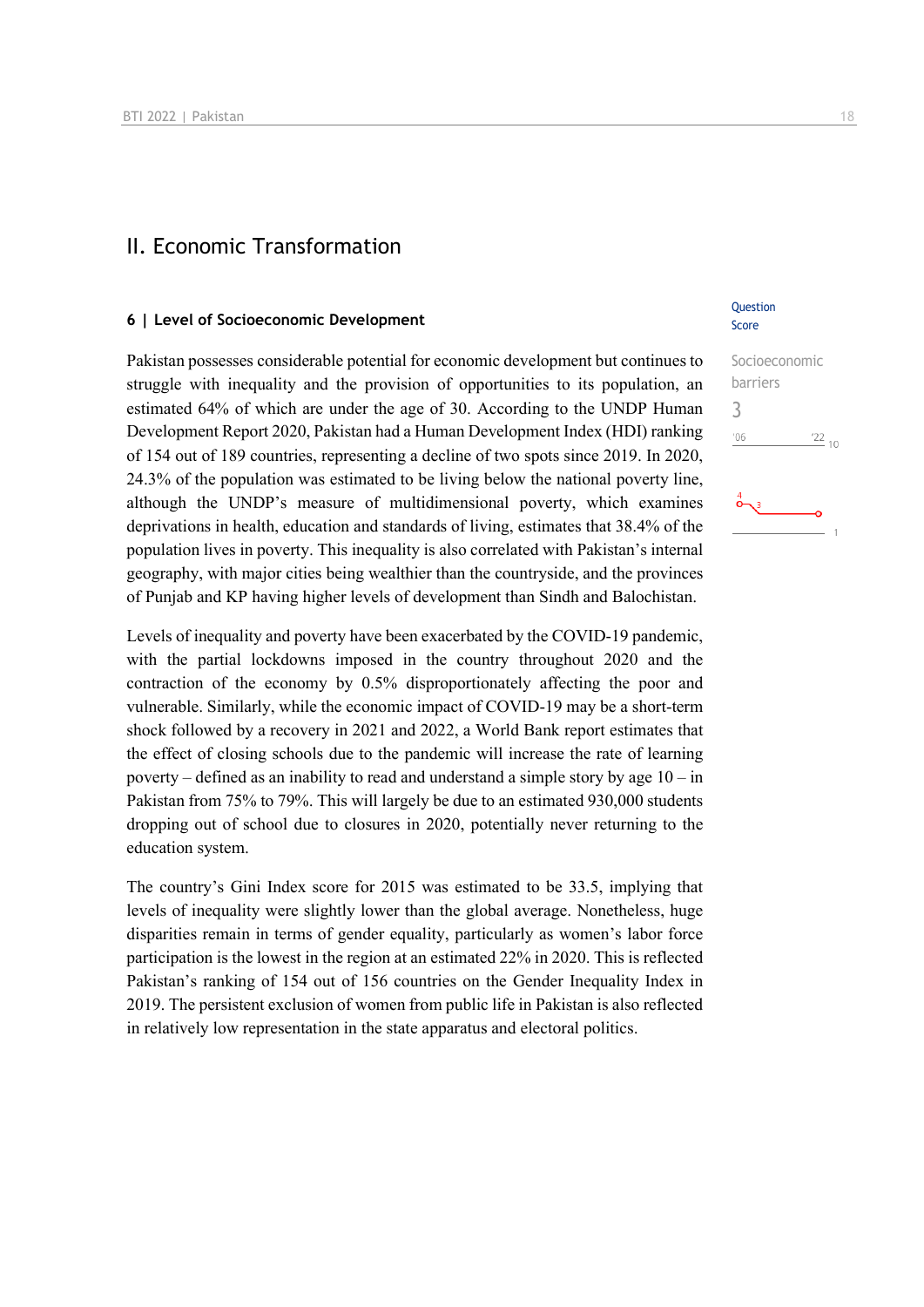## II. Economic Transformation

### 6 | Level of Socioeconomic Development

Question Score

Socioeconomic barriers
3

Pakistan possesses considerable potential for economic development but continues to struggle with inequality and the provision of opportunities to its population, an estimated 64% of which are under the age of 30. According to the UNDP Human Development Report 2020, Pakistan had a Human Development Index (HDI) ranking of 154 out of 189 countries, representing a decline of two spots since 2019. In 2020, 24.3% of the population was estimated to be living below the national poverty line, although the UNDP's measure of multidimensional poverty, which examines deprivations in health, education and standards of living, estimates that 38.4% of the population lives in poverty. This inequality is also correlated with Pakistan's internal geography, with major cities being wealthier than the countryside, and the provinces of Punjab and KP having higher levels of development than Sindh and Balochistan.

Levels of inequality and poverty have been exacerbated by the COVID-19 pandemic, with the partial lockdowns imposed in the country throughout 2020 and the contraction of the economy by 0.5% disproportionately affecting the poor and vulnerable. Similarly, while the economic impact of COVID-19 may be a short-term shock followed by a recovery in 2021 and 2022, a World Bank report estimates that the effect of closing schools due to the pandemic will increase the rate of learning poverty – defined as an inability to read and understand a simple story by age 10 – in Pakistan from 75% to 79%. This will largely be due to an estimated 930,000 students dropping out of school due to closures in 2020, potentially never returning to the education system.

The country's Gini Index score for 2015 was estimated to be 33.5, implying that levels of inequality were slightly lower than the global average. Nonetheless, huge disparities remain in terms of gender equality, particularly as women's labor force participation is the lowest in the region at an estimated 22% in 2020. This is reflected Pakistan's ranking of 154 out of 156 countries on the Gender Inequality Index in 2019. The persistent exclusion of women from public life in Pakistan is also reflected in relatively low representation in the state apparatus and electoral politics.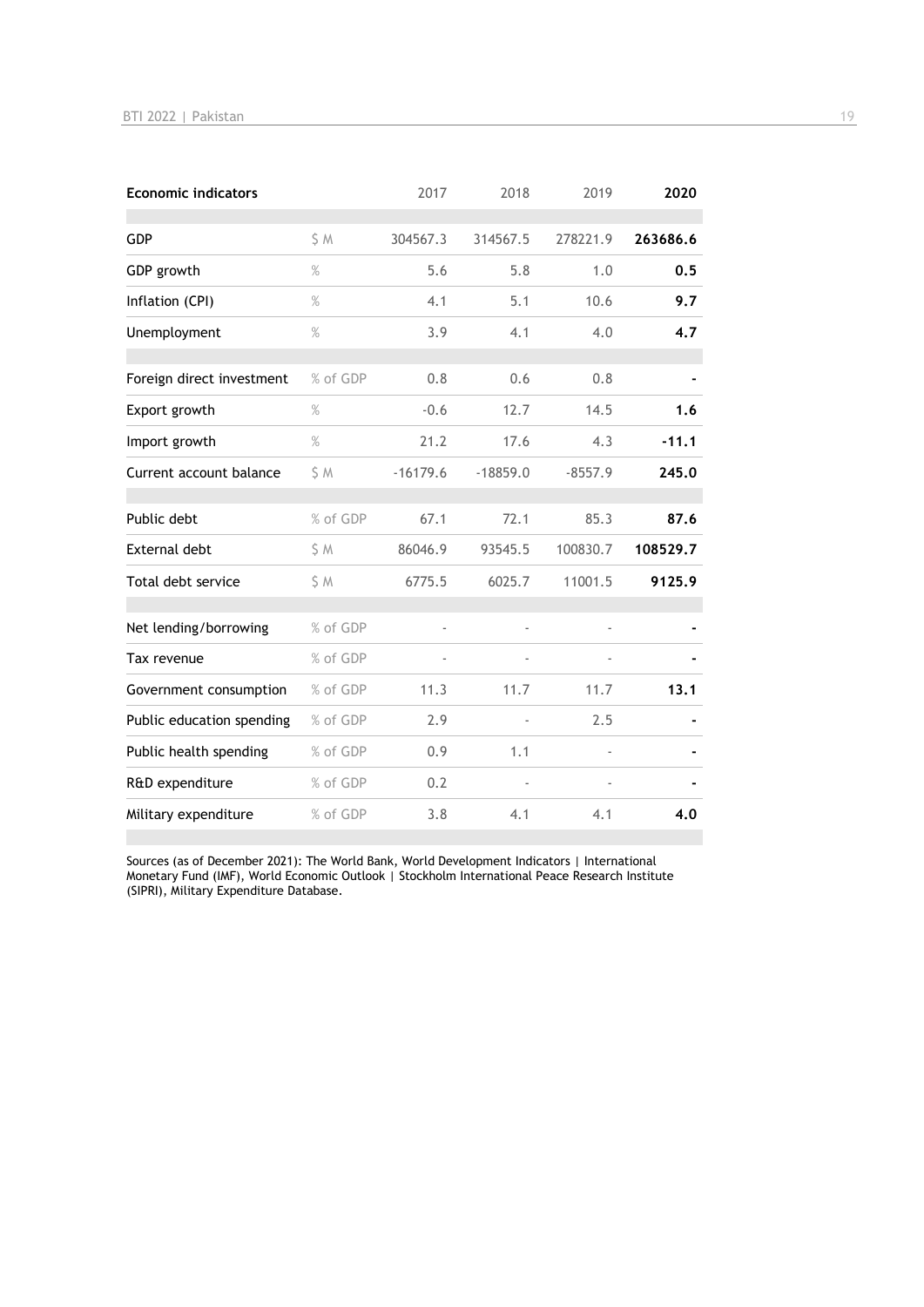| Economic indicators | | 2017 | 2018 | 2019 | 2020 |
|---|---|---|---|---|---|
| GDP | $ M | 304567.3 | 314567.5 | 278221.9 | **263686.6** |
| GDP growth | % | 5.6 | 5.8 | 1.0 | **0.5** |
| Inflation (CPI) | % | 4.1 | 5.1 | 10.6 | **9.7** |
| Unemployment | % | 3.9 | 4.1 | 4.0 | **4.7** |
| Foreign direct investment | % of GDP | 0.8 | 0.6 | 0.8 | **-** |
| Export growth | % | -0.6 | 12.7 | 14.5 | **1.6** |
| Import growth | % | 21.2 | 17.6 | 4.3 | **-11.1** |
| Current account balance | $ M | -16179.6 | -18859.0 | -8557.9 | **245.0** |
| Public debt | % of GDP | 67.1 | 72.1 | 85.3 | **87.6** |
| External debt | $ M | 86046.9 | 93545.5 | 100830.7 | **108529.7** |
| Total debt service | $ M | 6775.5 | 6025.7 | 11001.5 | **9125.9** |
| Net lending/borrowing | % of GDP | - | - | - | **-** |
| Tax revenue | % of GDP | - | - | - | **-** |
| Government consumption | % of GDP | 11.3 | 11.7 | 11.7 | **13.1** |
| Public education spending | % of GDP | 2.9 | - | 2.5 | **-** |
| Public health spending | % of GDP | 0.9 | 1.1 | - | **-** |
| R&D expenditure | % of GDP | 0.2 | - | - | **-** |
| Military expenditure | % of GDP | 3.8 | 4.1 | 4.1 | **4.0** |

Sources (as of December 2021): The World Bank, World Development Indicators | International Monetary Fund (IMF), World Economic Outlook | Stockholm International Peace Research Institute (SIPRI), Military Expenditure Database.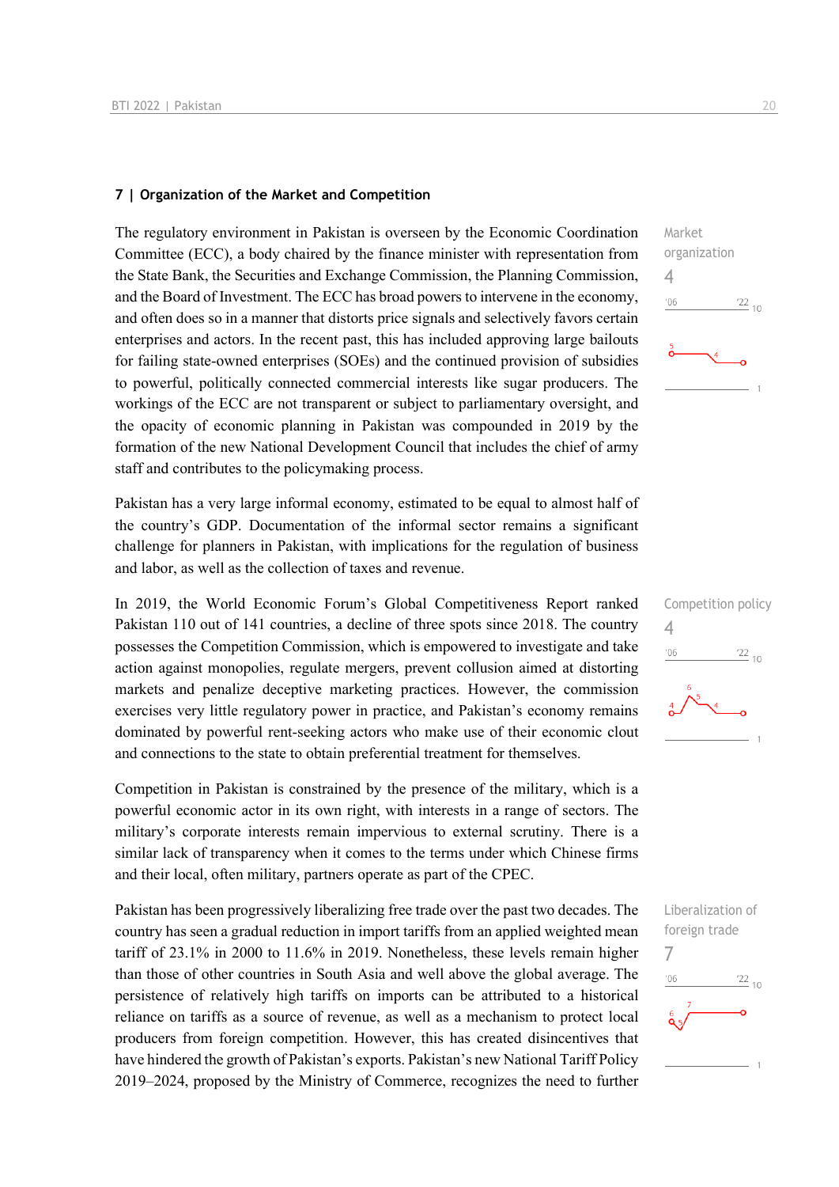## 7 | Organization of the Market and Competition

Market organization
4

The regulatory environment in Pakistan is overseen by the Economic Coordination Committee (ECC), a body chaired by the finance minister with representation from the State Bank, the Securities and Exchange Commission, the Planning Commission, and the Board of Investment. The ECC has broad powers to intervene in the economy, and often does so in a manner that distorts price signals and selectively favors certain enterprises and actors. In the recent past, this has included approving large bailouts for failing state-owned enterprises (SOEs) and the continued provision of subsidies to powerful, politically connected commercial interests like sugar producers. The workings of the ECC are not transparent or subject to parliamentary oversight, and the opacity of economic planning in Pakistan was compounded in 2019 by the formation of the new National Development Council that includes the chief of army staff and contributes to the policymaking process.

Pakistan has a very large informal economy, estimated to be equal to almost half of the country's GDP. Documentation of the informal sector remains a significant challenge for planners in Pakistan, with implications for the regulation of business and labor, as well as the collection of taxes and revenue.

Competition policy
4

In 2019, the World Economic Forum's Global Competitiveness Report ranked Pakistan 110 out of 141 countries, a decline of three spots since 2018. The country possesses the Competition Commission, which is empowered to investigate and take action against monopolies, regulate mergers, prevent collusion aimed at distorting markets and penalize deceptive marketing practices. However, the commission exercises very little regulatory power in practice, and Pakistan's economy remains dominated by powerful rent-seeking actors who make use of their economic clout and connections to the state to obtain preferential treatment for themselves.

Competition in Pakistan is constrained by the presence of the military, which is a powerful economic actor in its own right, with interests in a range of sectors. The military's corporate interests remain impervious to external scrutiny. There is a similar lack of transparency when it comes to the terms under which Chinese firms and their local, often military, partners operate as part of the CPEC.

Liberalization of foreign trade
7

Pakistan has been progressively liberalizing free trade over the past two decades. The country has seen a gradual reduction in import tariffs from an applied weighted mean tariff of 23.1% in 2000 to 11.6% in 2019. Nonetheless, these levels remain higher than those of other countries in South Asia and well above the global average. The persistence of relatively high tariffs on imports can be attributed to a historical reliance on tariffs as a source of revenue, as well as a mechanism to protect local producers from foreign competition. However, this has created disincentives that have hindered the growth of Pakistan's exports. Pakistan's new National Tariff Policy 2019–2024, proposed by the Ministry of Commerce, recognizes the need to further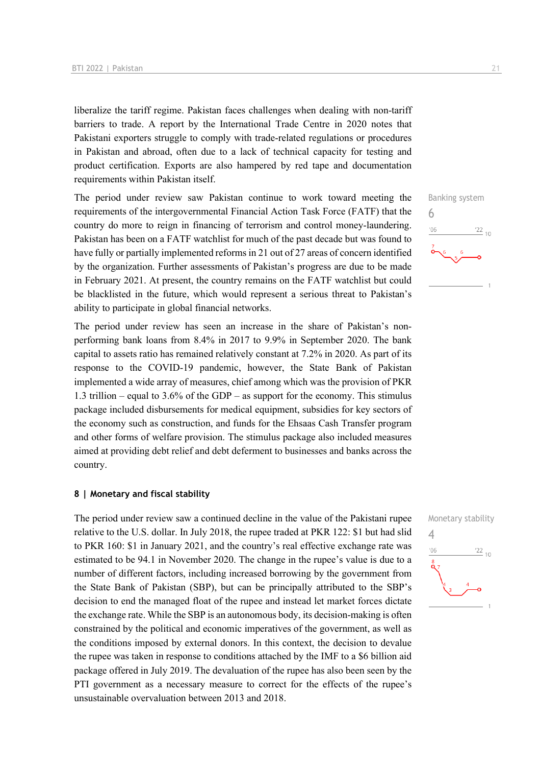liberalize the tariff regime. Pakistan faces challenges when dealing with non-tariff barriers to trade. A report by the International Trade Centre in 2020 notes that Pakistani exporters struggle to comply with trade-related regulations or procedures in Pakistan and abroad, often due to a lack of technical capacity for testing and product certification. Exports are also hampered by red tape and documentation requirements within Pakistan itself.

Banking system
6

The period under review saw Pakistan continue to work toward meeting the requirements of the intergovernmental Financial Action Task Force (FATF) that the country do more to reign in financing of terrorism and control money-laundering. Pakistan has been on a FATF watchlist for much of the past decade but was found to have fully or partially implemented reforms in 21 out of 27 areas of concern identified by the organization. Further assessments of Pakistan's progress are due to be made in February 2021. At present, the country remains on the FATF watchlist but could be blacklisted in the future, which would represent a serious threat to Pakistan's ability to participate in global financial networks.

The period under review has seen an increase in the share of Pakistan's non-performing bank loans from 8.4% in 2017 to 9.9% in September 2020. The bank capital to assets ratio has remained relatively constant at 7.2% in 2020. As part of its response to the COVID-19 pandemic, however, the State Bank of Pakistan implemented a wide array of measures, chief among which was the provision of PKR 1.3 trillion – equal to 3.6% of the GDP – as support for the economy. This stimulus package included disbursements for medical equipment, subsidies for key sectors of the economy such as construction, and funds for the Ehsaas Cash Transfer program and other forms of welfare provision. The stimulus package also included measures aimed at providing debt relief and debt deferment to businesses and banks across the country.

## 8 | Monetary and fiscal stability

Monetary stability
4

The period under review saw a continued decline in the value of the Pakistani rupee relative to the U.S. dollar. In July 2018, the rupee traded at PKR 122: $1 but had slid to PKR 160: $1 in January 2021, and the country's real effective exchange rate was estimated to be 94.1 in November 2020. The change in the rupee's value is due to a number of different factors, including increased borrowing by the government from the State Bank of Pakistan (SBP), but can be principally attributed to the SBP's decision to end the managed float of the rupee and instead let market forces dictate the exchange rate. While the SBP is an autonomous body, its decision-making is often constrained by the political and economic imperatives of the government, as well as the conditions imposed by external donors. In this context, the decision to devalue the rupee was taken in response to conditions attached by the IMF to a $6 billion aid package offered in July 2019. The devaluation of the rupee has also been seen by the PTI government as a necessary measure to correct for the effects of the rupee's unsustainable overvaluation between 2013 and 2018.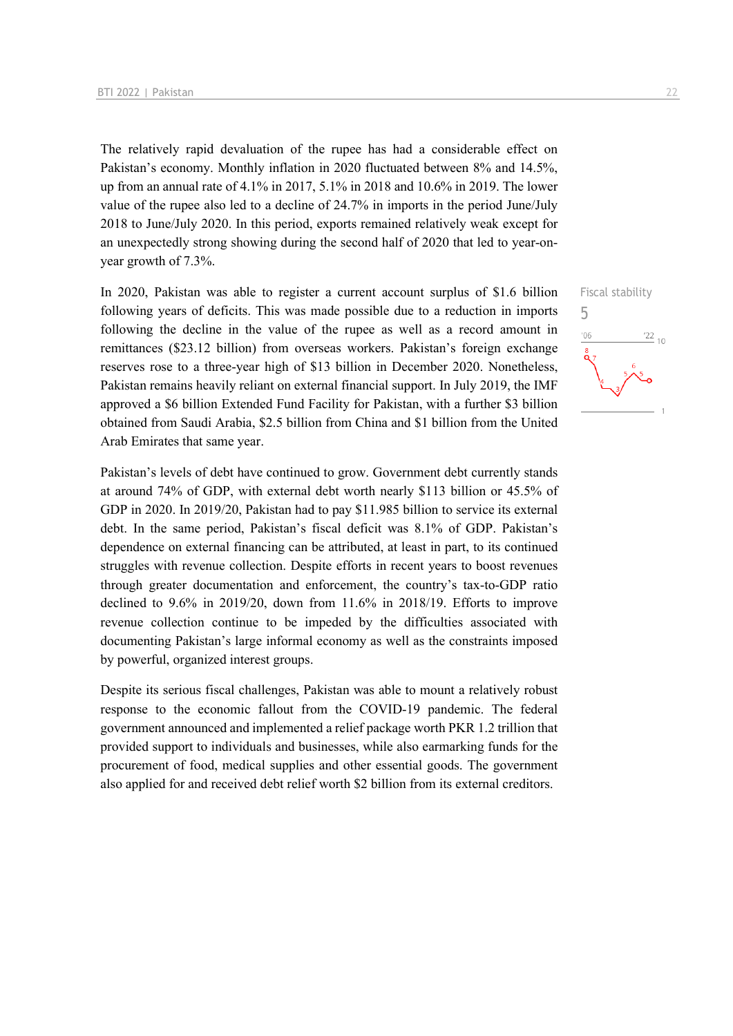The relatively rapid devaluation of the rupee has had a considerable effect on Pakistan's economy. Monthly inflation in 2020 fluctuated between 8% and 14.5%, up from an annual rate of 4.1% in 2017, 5.1% in 2018 and 10.6% in 2019. The lower value of the rupee also led to a decline of 24.7% in imports in the period June/July 2018 to June/July 2020. In this period, exports remained relatively weak except for an unexpectedly strong showing during the second half of 2020 that led to year-on-year growth of 7.3%.

Fiscal stability
5

In 2020, Pakistan was able to register a current account surplus of $1.6 billion following years of deficits. This was made possible due to a reduction in imports following the decline in the value of the rupee as well as a record amount in remittances ($23.12 billion) from overseas workers. Pakistan's foreign exchange reserves rose to a three-year high of $13 billion in December 2020. Nonetheless, Pakistan remains heavily reliant on external financial support. In July 2019, the IMF approved a $6 billion Extended Fund Facility for Pakistan, with a further $3 billion obtained from Saudi Arabia, $2.5 billion from China and $1 billion from the United Arab Emirates that same year.

Pakistan's levels of debt have continued to grow. Government debt currently stands at around 74% of GDP, with external debt worth nearly $113 billion or 45.5% of GDP in 2020. In 2019/20, Pakistan had to pay $11.985 billion to service its external debt. In the same period, Pakistan's fiscal deficit was 8.1% of GDP. Pakistan's dependence on external financing can be attributed, at least in part, to its continued struggles with revenue collection. Despite efforts in recent years to boost revenues through greater documentation and enforcement, the country's tax-to-GDP ratio declined to 9.6% in 2019/20, down from 11.6% in 2018/19. Efforts to improve revenue collection continue to be impeded by the difficulties associated with documenting Pakistan's large informal economy as well as the constraints imposed by powerful, organized interest groups.

Despite its serious fiscal challenges, Pakistan was able to mount a relatively robust response to the economic fallout from the COVID-19 pandemic. The federal government announced and implemented a relief package worth PKR 1.2 trillion that provided support to individuals and businesses, while also earmarking funds for the procurement of food, medical supplies and other essential goods. The government also applied for and received debt relief worth $2 billion from its external creditors.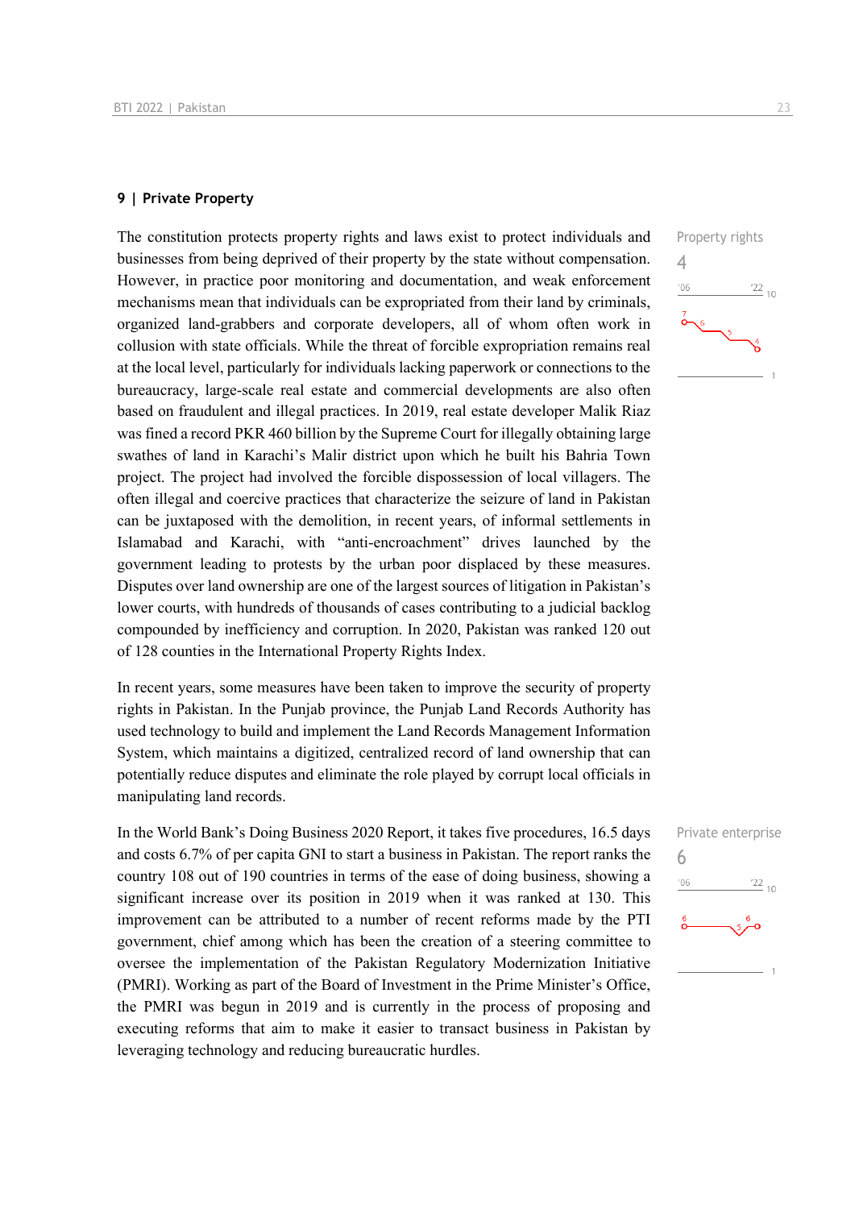## 9 | Private Property

The constitution protects property rights and laws exist to protect individuals and businesses from being deprived of their property by the state without compensation. However, in practice poor monitoring and documentation, and weak enforcement mechanisms mean that individuals can be expropriated from their land by criminals, organized land-grabbers and corporate developers, all of whom often work in collusion with state officials. While the threat of forcible expropriation remains real at the local level, particularly for individuals lacking paperwork or connections to the bureaucracy, large-scale real estate and commercial developments are also often based on fraudulent and illegal practices. In 2019, real estate developer Malik Riaz was fined a record PKR 460 billion by the Supreme Court for illegally obtaining large swathes of land in Karachi's Malir district upon which he built his Bahria Town project. The project had involved the forcible dispossession of local villagers. The often illegal and coercive practices that characterize the seizure of land in Pakistan can be juxtaposed with the demolition, in recent years, of informal settlements in Islamabad and Karachi, with "anti-encroachment" drives launched by the government leading to protests by the urban poor displaced by these measures. Disputes over land ownership are one of the largest sources of litigation in Pakistan's lower courts, with hundreds of thousands of cases contributing to a judicial backlog compounded by inefficiency and corruption. In 2020, Pakistan was ranked 120 out of 128 counties in the International Property Rights Index.

Property rights
4

In recent years, some measures have been taken to improve the security of property rights in Pakistan. In the Punjab province, the Punjab Land Records Authority has used technology to build and implement the Land Records Management Information System, which maintains a digitized, centralized record of land ownership that can potentially reduce disputes and eliminate the role played by corrupt local officials in manipulating land records.

In the World Bank's Doing Business 2020 Report, it takes five procedures, 16.5 days and costs 6.7% of per capita GNI to start a business in Pakistan. The report ranks the country 108 out of 190 countries in terms of the ease of doing business, showing a significant increase over its position in 2019 when it was ranked at 130. This improvement can be attributed to a number of recent reforms made by the PTI government, chief among which has been the creation of a steering committee to oversee the implementation of the Pakistan Regulatory Modernization Initiative (PMRI). Working as part of the Board of Investment in the Prime Minister's Office, the PMRI was begun in 2019 and is currently in the process of proposing and executing reforms that aim to make it easier to transact business in Pakistan by leveraging technology and reducing bureaucratic hurdles.

Private enterprise
6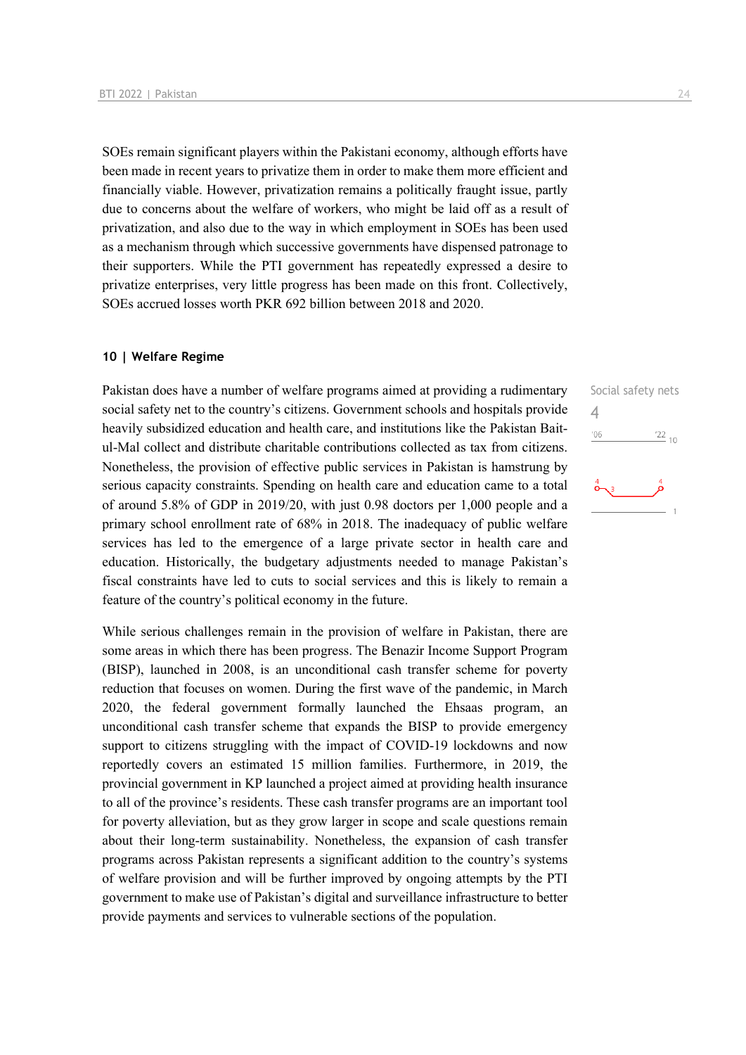SOEs remain significant players within the Pakistani economy, although efforts have been made in recent years to privatize them in order to make them more efficient and financially viable. However, privatization remains a politically fraught issue, partly due to concerns about the welfare of workers, who might be laid off as a result of privatization, and also due to the way in which employment in SOEs has been used as a mechanism through which successive governments have dispensed patronage to their supporters. While the PTI government has repeatedly expressed a desire to privatize enterprises, very little progress has been made on this front. Collectively, SOEs accrued losses worth PKR 692 billion between 2018 and 2020.

### 10 | Welfare Regime

Social safety nets
4

Pakistan does have a number of welfare programs aimed at providing a rudimentary social safety net to the country's citizens. Government schools and hospitals provide heavily subsidized education and health care, and institutions like the Pakistan Bait-ul-Mal collect and distribute charitable contributions collected as tax from citizens. Nonetheless, the provision of effective public services in Pakistan is hamstrung by serious capacity constraints. Spending on health care and education came to a total of around 5.8% of GDP in 2019/20, with just 0.98 doctors per 1,000 people and a primary school enrollment rate of 68% in 2018. The inadequacy of public welfare services has led to the emergence of a large private sector in health care and education. Historically, the budgetary adjustments needed to manage Pakistan's fiscal constraints have led to cuts to social services and this is likely to remain a feature of the country's political economy in the future.

While serious challenges remain in the provision of welfare in Pakistan, there are some areas in which there has been progress. The Benazir Income Support Program (BISP), launched in 2008, is an unconditional cash transfer scheme for poverty reduction that focuses on women. During the first wave of the pandemic, in March 2020, the federal government formally launched the Ehsaas program, an unconditional cash transfer scheme that expands the BISP to provide emergency support to citizens struggling with the impact of COVID-19 lockdowns and now reportedly covers an estimated 15 million families. Furthermore, in 2019, the provincial government in KP launched a project aimed at providing health insurance to all of the province's residents. These cash transfer programs are an important tool for poverty alleviation, but as they grow larger in scope and scale questions remain about their long-term sustainability. Nonetheless, the expansion of cash transfer programs across Pakistan represents a significant addition to the country's systems of welfare provision and will be further improved by ongoing attempts by the PTI government to make use of Pakistan's digital and surveillance infrastructure to better provide payments and services to vulnerable sections of the population.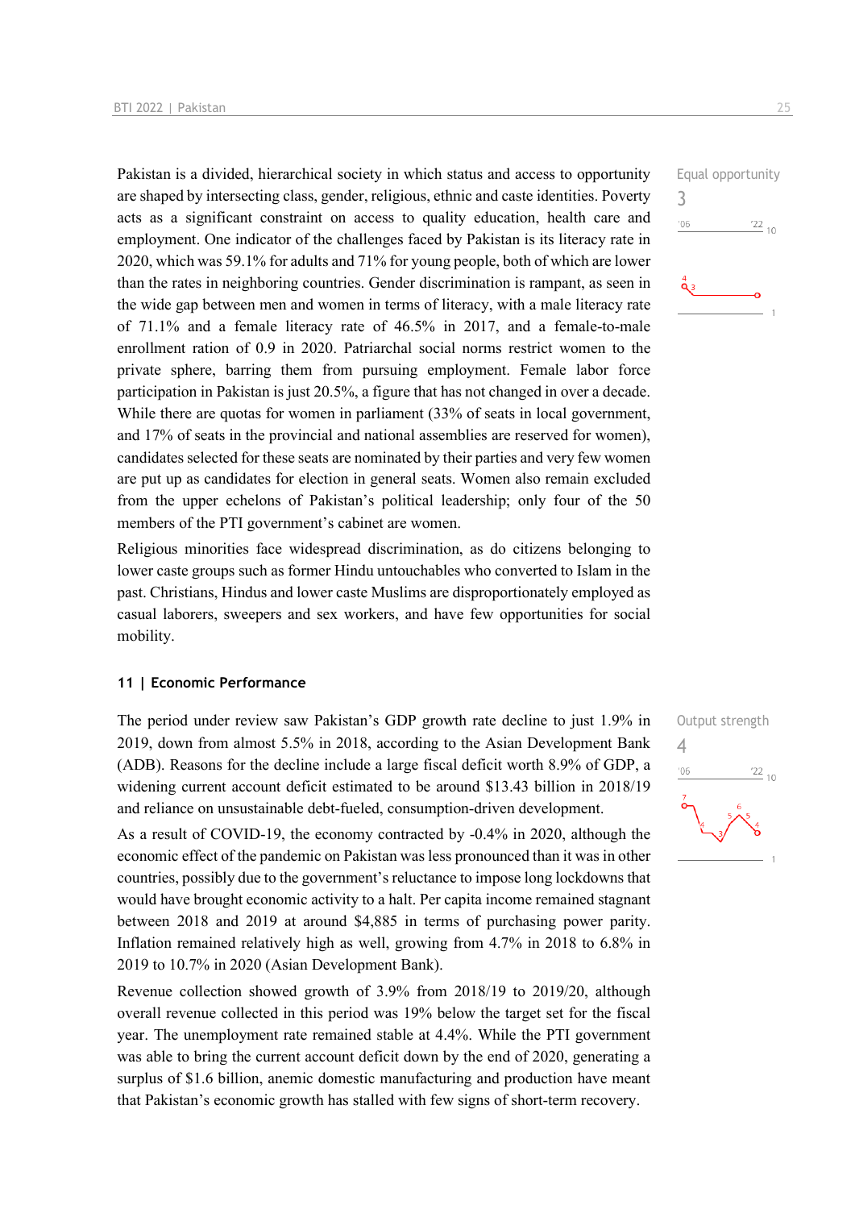Equal opportunity
3

Pakistan is a divided, hierarchical society in which status and access to opportunity are shaped by intersecting class, gender, religious, ethnic and caste identities. Poverty acts as a significant constraint on access to quality education, health care and employment. One indicator of the challenges faced by Pakistan is its literacy rate in 2020, which was 59.1% for adults and 71% for young people, both of which are lower than the rates in neighboring countries. Gender discrimination is rampant, as seen in the wide gap between men and women in terms of literacy, with a male literacy rate of 71.1% and a female literacy rate of 46.5% in 2017, and a female-to-male enrollment ration of 0.9 in 2020. Patriarchal social norms restrict women to the private sphere, barring them from pursuing employment. Female labor force participation in Pakistan is just 20.5%, a figure that has not changed in over a decade. While there are quotas for women in parliament (33% of seats in local government, and 17% of seats in the provincial and national assemblies are reserved for women), candidates selected for these seats are nominated by their parties and very few women are put up as candidates for election in general seats. Women also remain excluded from the upper echelons of Pakistan's political leadership; only four of the 50 members of the PTI government's cabinet are women.

Religious minorities face widespread discrimination, as do citizens belonging to lower caste groups such as former Hindu untouchables who converted to Islam in the past. Christians, Hindus and lower caste Muslims are disproportionately employed as casual laborers, sweepers and sex workers, and have few opportunities for social mobility.

## 11 | Economic Performance

Output strength
4

The period under review saw Pakistan's GDP growth rate decline to just 1.9% in 2019, down from almost 5.5% in 2018, according to the Asian Development Bank (ADB). Reasons for the decline include a large fiscal deficit worth 8.9% of GDP, a widening current account deficit estimated to be around $13.43 billion in 2018/19 and reliance on unsustainable debt-fueled, consumption-driven development.

As a result of COVID-19, the economy contracted by -0.4% in 2020, although the economic effect of the pandemic on Pakistan was less pronounced than it was in other countries, possibly due to the government's reluctance to impose long lockdowns that would have brought economic activity to a halt. Per capita income remained stagnant between 2018 and 2019 at around $4,885 in terms of purchasing power parity. Inflation remained relatively high as well, growing from 4.7% in 2018 to 6.8% in 2019 to 10.7% in 2020 (Asian Development Bank).

Revenue collection showed growth of 3.9% from 2018/19 to 2019/20, although overall revenue collected in this period was 19% below the target set for the fiscal year. The unemployment rate remained stable at 4.4%. While the PTI government was able to bring the current account deficit down by the end of 2020, generating a surplus of $1.6 billion, anemic domestic manufacturing and production have meant that Pakistan's economic growth has stalled with few signs of short-term recovery.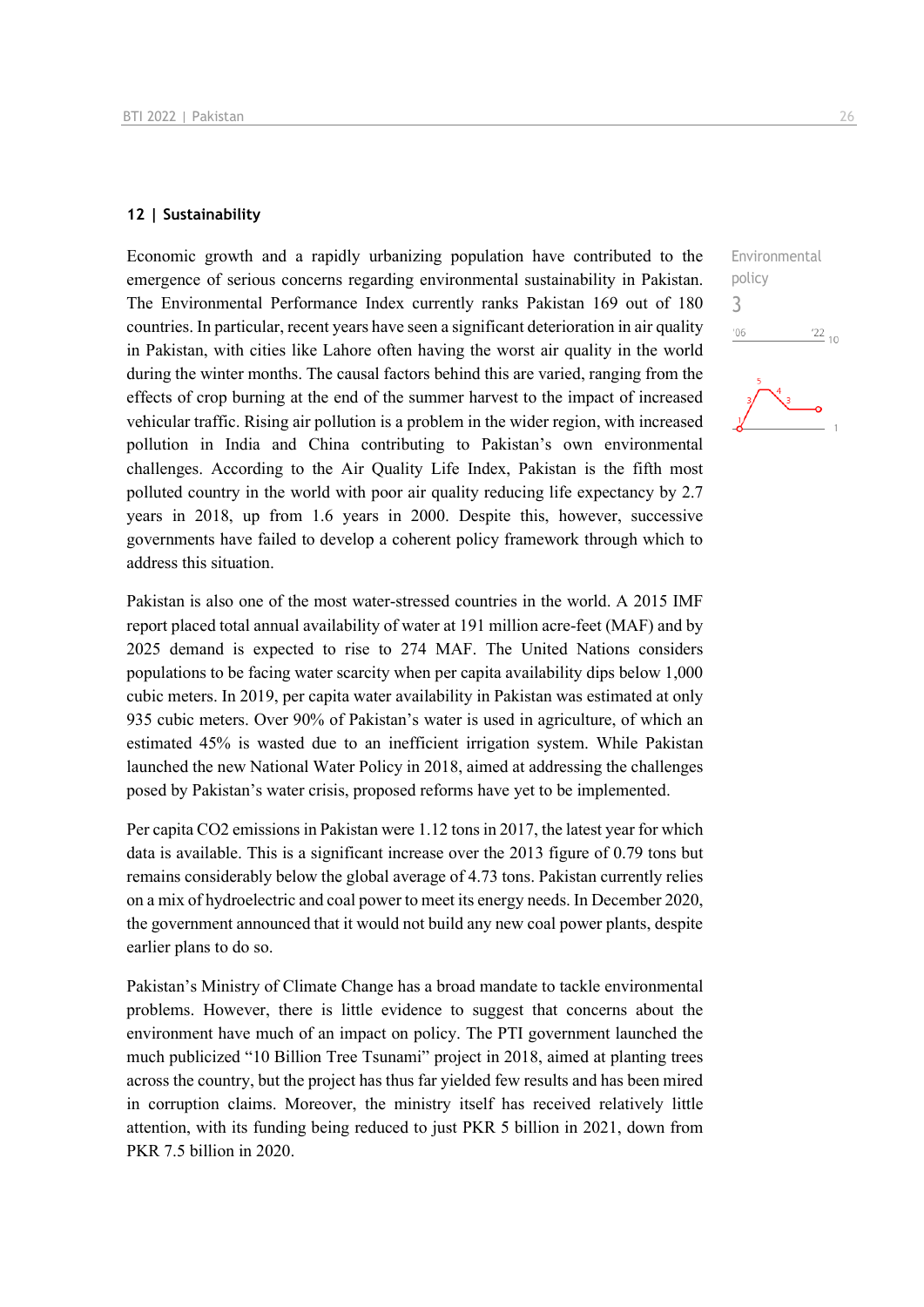## 12 | Sustainability

Environmental policy

3

Economic growth and a rapidly urbanizing population have contributed to the emergence of serious concerns regarding environmental sustainability in Pakistan. The Environmental Performance Index currently ranks Pakistan 169 out of 180 countries. In particular, recent years have seen a significant deterioration in air quality in Pakistan, with cities like Lahore often having the worst air quality in the world during the winter months. The causal factors behind this are varied, ranging from the effects of crop burning at the end of the summer harvest to the impact of increased vehicular traffic. Rising air pollution is a problem in the wider region, with increased pollution in India and China contributing to Pakistan's own environmental challenges. According to the Air Quality Life Index, Pakistan is the fifth most polluted country in the world with poor air quality reducing life expectancy by 2.7 years in 2018, up from 1.6 years in 2000. Despite this, however, successive governments have failed to develop a coherent policy framework through which to address this situation.

Pakistan is also one of the most water-stressed countries in the world. A 2015 IMF report placed total annual availability of water at 191 million acre-feet (MAF) and by 2025 demand is expected to rise to 274 MAF. The United Nations considers populations to be facing water scarcity when per capita availability dips below 1,000 cubic meters. In 2019, per capita water availability in Pakistan was estimated at only 935 cubic meters. Over 90% of Pakistan's water is used in agriculture, of which an estimated 45% is wasted due to an inefficient irrigation system. While Pakistan launched the new National Water Policy in 2018, aimed at addressing the challenges posed by Pakistan's water crisis, proposed reforms have yet to be implemented.

Per capita $CO_2$ emissions in Pakistan were 1.12 tons in 2017, the latest year for which data is available. This is a significant increase over the 2013 figure of 0.79 tons but remains considerably below the global average of 4.73 tons. Pakistan currently relies on a mix of hydroelectric and coal power to meet its energy needs. In December 2020, the government announced that it would not build any new coal power plants, despite earlier plans to do so.

Pakistan's Ministry of Climate Change has a broad mandate to tackle environmental problems. However, there is little evidence to suggest that concerns about the environment have much of an impact on policy. The PTI government launched the much publicized "10 Billion Tree Tsunami" project in 2018, aimed at planting trees across the country, but the project has thus far yielded few results and has been mired in corruption claims. Moreover, the ministry itself has received relatively little attention, with its funding being reduced to just PKR 5 billion in 2021, down from PKR 7.5 billion in 2020.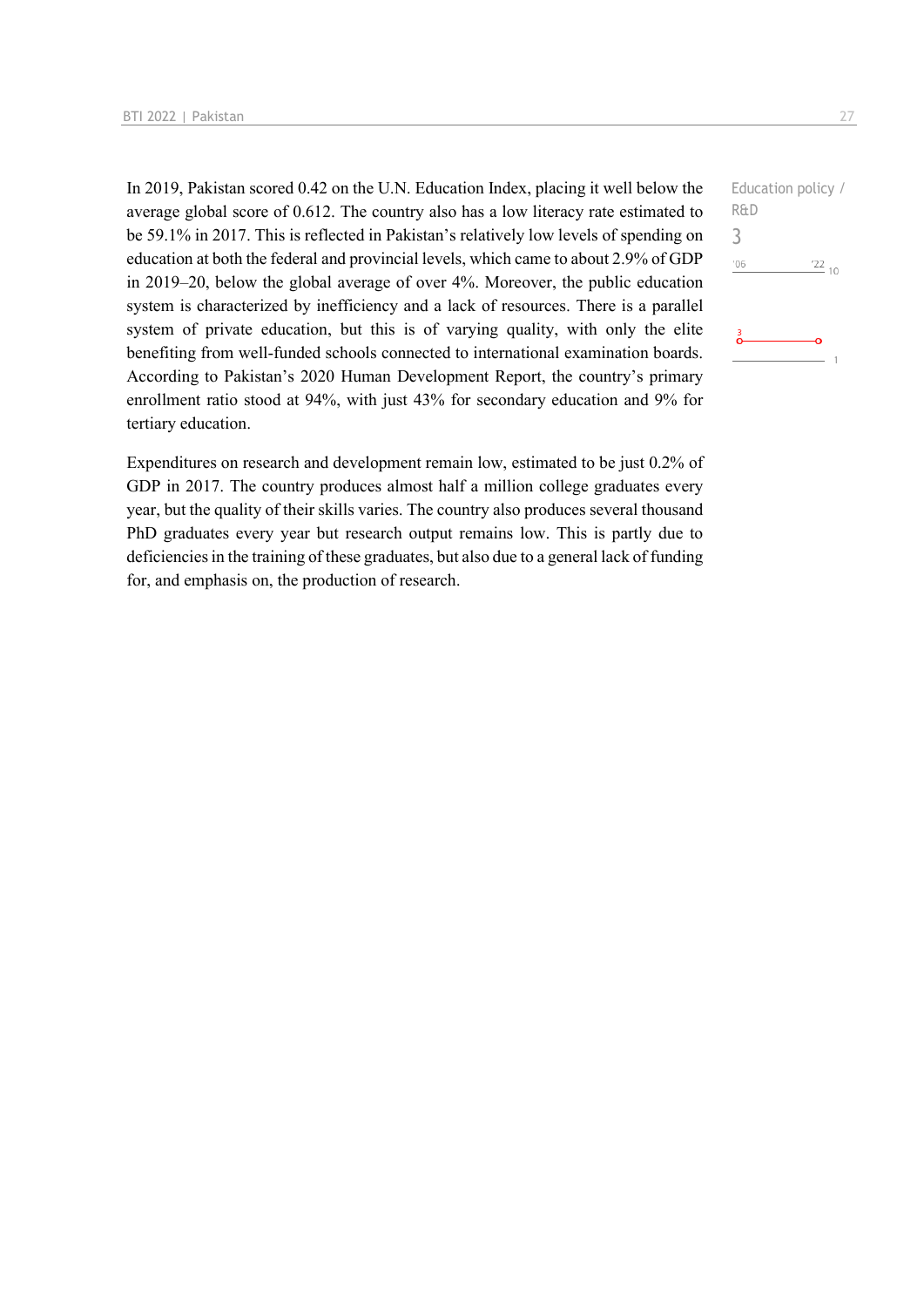In 2019, Pakistan scored 0.42 on the U.N. Education Index, placing it well below the average global score of 0.612. The country also has a low literacy rate estimated to be 59.1% in 2017. This is reflected in Pakistan's relatively low levels of spending on education at both the federal and provincial levels, which came to about 2.9% of GDP in 2019–20, below the global average of over 4%. Moreover, the public education system is characterized by inefficiency and a lack of resources. There is a parallel system of private education, but this is of varying quality, with only the elite benefiting from well-funded schools connected to international examination boards. According to Pakistan's 2020 Human Development Report, the country's primary enrollment ratio stood at 94%, with just 43% for secondary education and 9% for tertiary education.

Education policy / R&D

3

Expenditures on research and development remain low, estimated to be just 0.2% of GDP in 2017. The country produces almost half a million college graduates every year, but the quality of their skills varies. The country also produces several thousand PhD graduates every year but research output remains low. This is partly due to deficiencies in the training of these graduates, but also due to a general lack of funding for, and emphasis on, the production of research.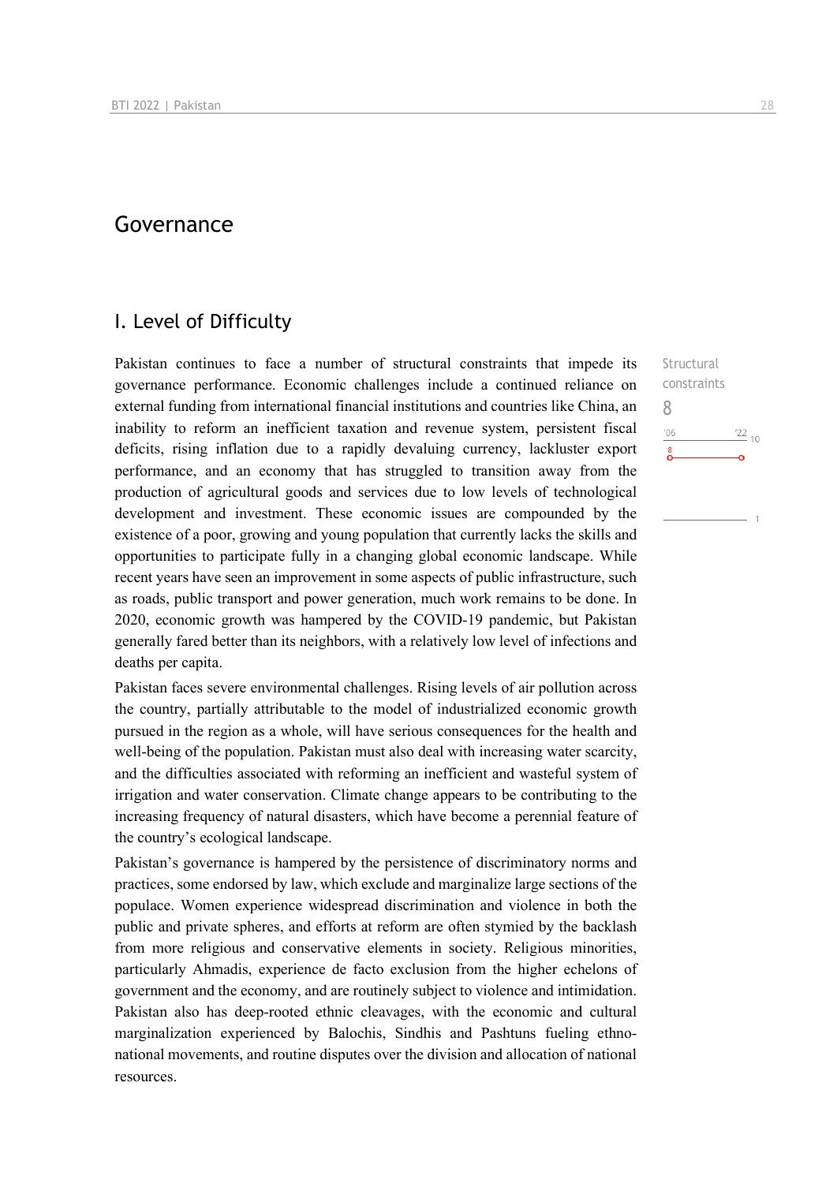# Governance

## I. Level of Difficulty

Structural constraints

8

'06 '22 10

8

1

Pakistan continues to face a number of structural constraints that impede its governance performance. Economic challenges include a continued reliance on external funding from international financial institutions and countries like China, an inability to reform an inefficient taxation and revenue system, persistent fiscal deficits, rising inflation due to a rapidly devaluing currency, lackluster export performance, and an economy that has struggled to transition away from the production of agricultural goods and services due to low levels of technological development and investment. These economic issues are compounded by the existence of a poor, growing and young population that currently lacks the skills and opportunities to participate fully in a changing global economic landscape. While recent years have seen an improvement in some aspects of public infrastructure, such as roads, public transport and power generation, much work remains to be done. In 2020, economic growth was hampered by the COVID-19 pandemic, but Pakistan generally fared better than its neighbors, with a relatively low level of infections and deaths per capita.

Pakistan faces severe environmental challenges. Rising levels of air pollution across the country, partially attributable to the model of industrialized economic growth pursued in the region as a whole, will have serious consequences for the health and well-being of the population. Pakistan must also deal with increasing water scarcity, and the difficulties associated with reforming an inefficient and wasteful system of irrigation and water conservation. Climate change appears to be contributing to the increasing frequency of natural disasters, which have become a perennial feature of the country's ecological landscape.

Pakistan's governance is hampered by the persistence of discriminatory norms and practices, some endorsed by law, which exclude and marginalize large sections of the populace. Women experience widespread discrimination and violence in both the public and private spheres, and efforts at reform are often stymied by the backlash from more religious and conservative elements in society. Religious minorities, particularly Ahmadis, experience de facto exclusion from the higher echelons of government and the economy, and are routinely subject to violence and intimidation. Pakistan also has deep-rooted ethnic cleavages, with the economic and cultural marginalization experienced by Balochis, Sindhis and Pashtuns fueling ethno-national movements, and routine disputes over the division and allocation of national resources.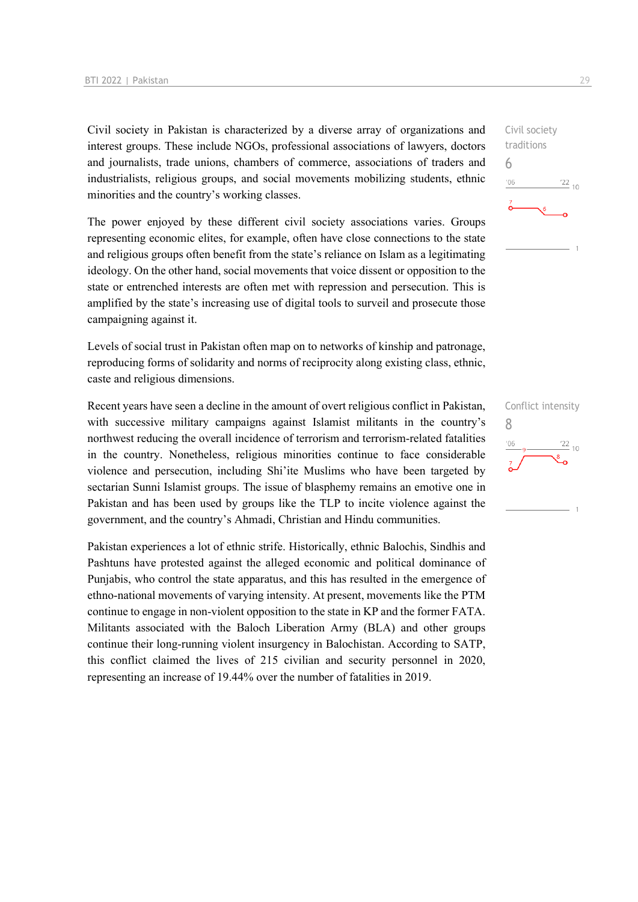Civil society in Pakistan is characterized by a diverse array of organizations and interest groups. These include NGOs, professional associations of lawyers, doctors and journalists, trade unions, chambers of commerce, associations of traders and industrialists, religious groups, and social movements mobilizing students, ethnic minorities and the country's working classes.

Civil society traditions
6

The power enjoyed by these different civil society associations varies. Groups representing economic elites, for example, often have close connections to the state and religious groups often benefit from the state's reliance on Islam as a legitimating ideology. On the other hand, social movements that voice dissent or opposition to the state or entrenched interests are often met with repression and persecution. This is amplified by the state's increasing use of digital tools to surveil and prosecute those campaigning against it.

Levels of social trust in Pakistan often map on to networks of kinship and patronage, reproducing forms of solidarity and norms of reciprocity along existing class, ethnic, caste and religious dimensions.

Conflict intensity
8

Recent years have seen a decline in the amount of overt religious conflict in Pakistan, with successive military campaigns against Islamist militants in the country's northwest reducing the overall incidence of terrorism and terrorism-related fatalities in the country. Nonetheless, religious minorities continue to face considerable violence and persecution, including Shi'ite Muslims who have been targeted by sectarian Sunni Islamist groups. The issue of blasphemy remains an emotive one in Pakistan and has been used by groups like the TLP to incite violence against the government, and the country's Ahmadi, Christian and Hindu communities.

Pakistan experiences a lot of ethnic strife. Historically, ethnic Balochis, Sindhis and Pashtuns have protested against the alleged economic and political dominance of Punjabis, who control the state apparatus, and this has resulted in the emergence of ethno-national movements of varying intensity. At present, movements like the PTM continue to engage in non-violent opposition to the state in KP and the former FATA. Militants associated with the Baloch Liberation Army (BLA) and other groups continue their long-running violent insurgency in Balochistan. According to SATP, this conflict claimed the lives of 215 civilian and security personnel in 2020, representing an increase of 19.44% over the number of fatalities in 2019.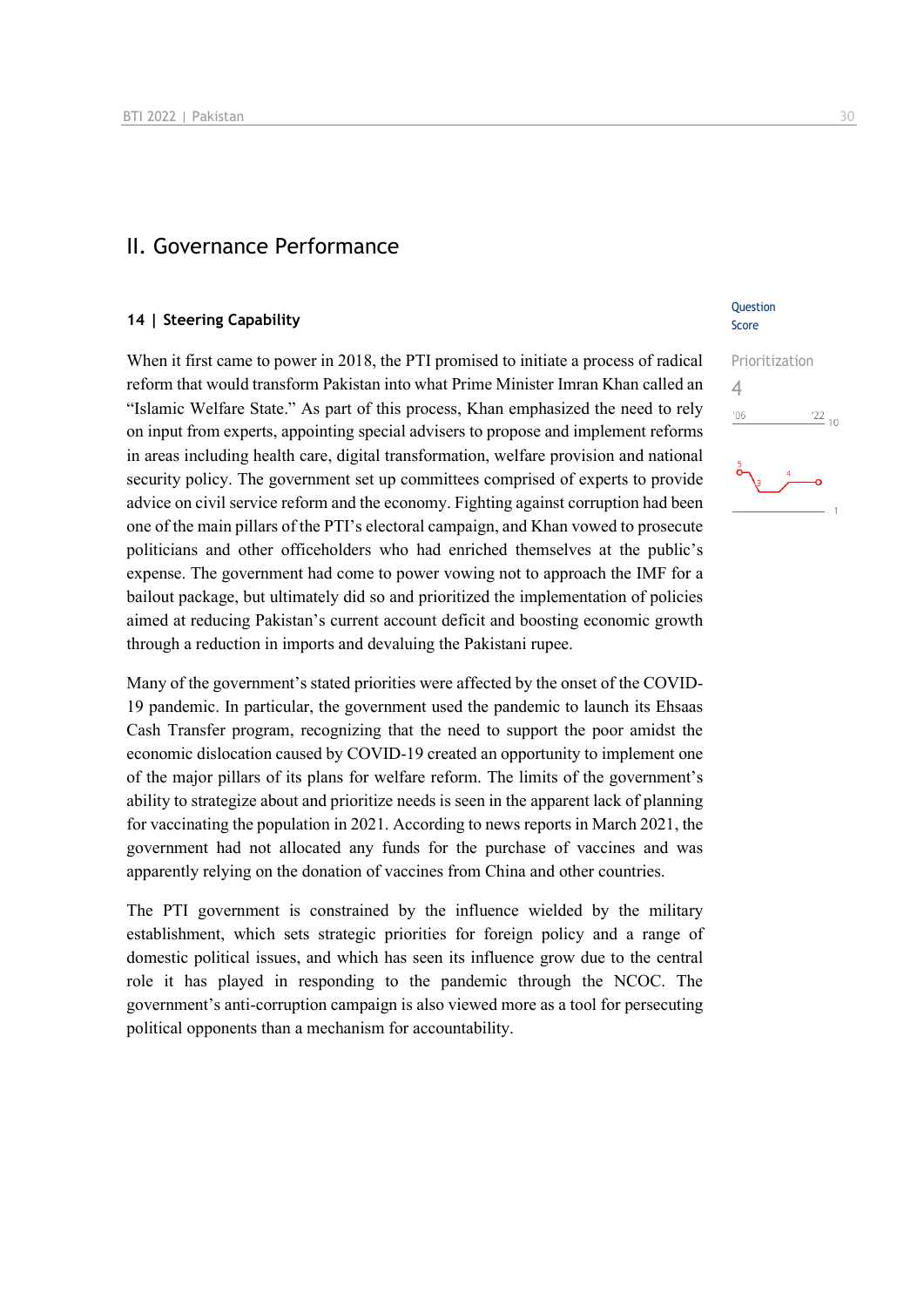## II. Governance Performance

### 14 | Steering Capability

Question Score

Prioritization
4

When it first came to power in 2018, the PTI promised to initiate a process of radical reform that would transform Pakistan into what Prime Minister Imran Khan called an "Islamic Welfare State." As part of this process, Khan emphasized the need to rely on input from experts, appointing special advisers to propose and implement reforms in areas including health care, digital transformation, welfare provision and national security policy. The government set up committees comprised of experts to provide advice on civil service reform and the economy. Fighting against corruption had been one of the main pillars of the PTI's electoral campaign, and Khan vowed to prosecute politicians and other officeholders who had enriched themselves at the public's expense. The government had come to power vowing not to approach the IMF for a bailout package, but ultimately did so and prioritized the implementation of policies aimed at reducing Pakistan's current account deficit and boosting economic growth through a reduction in imports and devaluing the Pakistani rupee.

Many of the government's stated priorities were affected by the onset of the COVID-19 pandemic. In particular, the government used the pandemic to launch its Ehsaas Cash Transfer program, recognizing that the need to support the poor amidst the economic dislocation caused by COVID-19 created an opportunity to implement one of the major pillars of its plans for welfare reform. The limits of the government's ability to strategize about and prioritize needs is seen in the apparent lack of planning for vaccinating the population in 2021. According to news reports in March 2021, the government had not allocated any funds for the purchase of vaccines and was apparently relying on the donation of vaccines from China and other countries.

The PTI government is constrained by the influence wielded by the military establishment, which sets strategic priorities for foreign policy and a range of domestic political issues, and which has seen its influence grow due to the central role it has played in responding to the pandemic through the NCOC. The government's anti-corruption campaign is also viewed more as a tool for persecuting political opponents than a mechanism for accountability.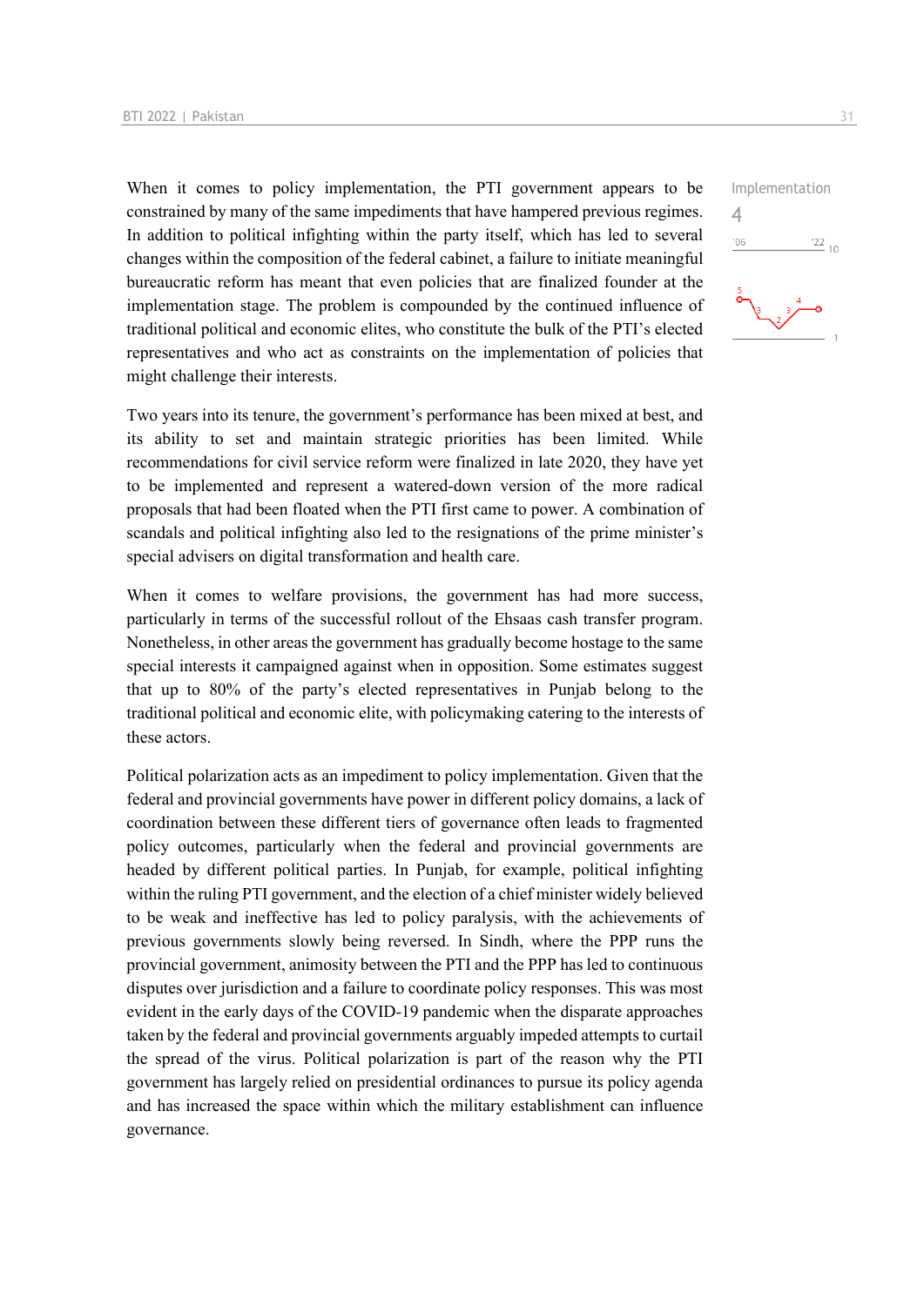Implementation

4

When it comes to policy implementation, the PTI government appears to be constrained by many of the same impediments that have hampered previous regimes. In addition to political infighting within the party itself, which has led to several changes within the composition of the federal cabinet, a failure to initiate meaningful bureaucratic reform has meant that even policies that are finalized founder at the implementation stage. The problem is compounded by the continued influence of traditional political and economic elites, who constitute the bulk of the PTI's elected representatives and who act as constraints on the implementation of policies that might challenge their interests.

Two years into its tenure, the government's performance has been mixed at best, and its ability to set and maintain strategic priorities has been limited. While recommendations for civil service reform were finalized in late 2020, they have yet to be implemented and represent a watered-down version of the more radical proposals that had been floated when the PTI first came to power. A combination of scandals and political infighting also led to the resignations of the prime minister's special advisers on digital transformation and health care.

When it comes to welfare provisions, the government has had more success, particularly in terms of the successful rollout of the Ehsaas cash transfer program. Nonetheless, in other areas the government has gradually become hostage to the same special interests it campaigned against when in opposition. Some estimates suggest that up to 80% of the party's elected representatives in Punjab belong to the traditional political and economic elite, with policymaking catering to the interests of these actors.

Political polarization acts as an impediment to policy implementation. Given that the federal and provincial governments have power in different policy domains, a lack of coordination between these different tiers of governance often leads to fragmented policy outcomes, particularly when the federal and provincial governments are headed by different political parties. In Punjab, for example, political infighting within the ruling PTI government, and the election of a chief minister widely believed to be weak and ineffective has led to policy paralysis, with the achievements of previous governments slowly being reversed. In Sindh, where the PPP runs the provincial government, animosity between the PTI and the PPP has led to continuous disputes over jurisdiction and a failure to coordinate policy responses. This was most evident in the early days of the COVID-19 pandemic when the disparate approaches taken by the federal and provincial governments arguably impeded attempts to curtail the spread of the virus. Political polarization is part of the reason why the PTI government has largely relied on presidential ordinances to pursue its policy agenda and has increased the space within which the military establishment can influence governance.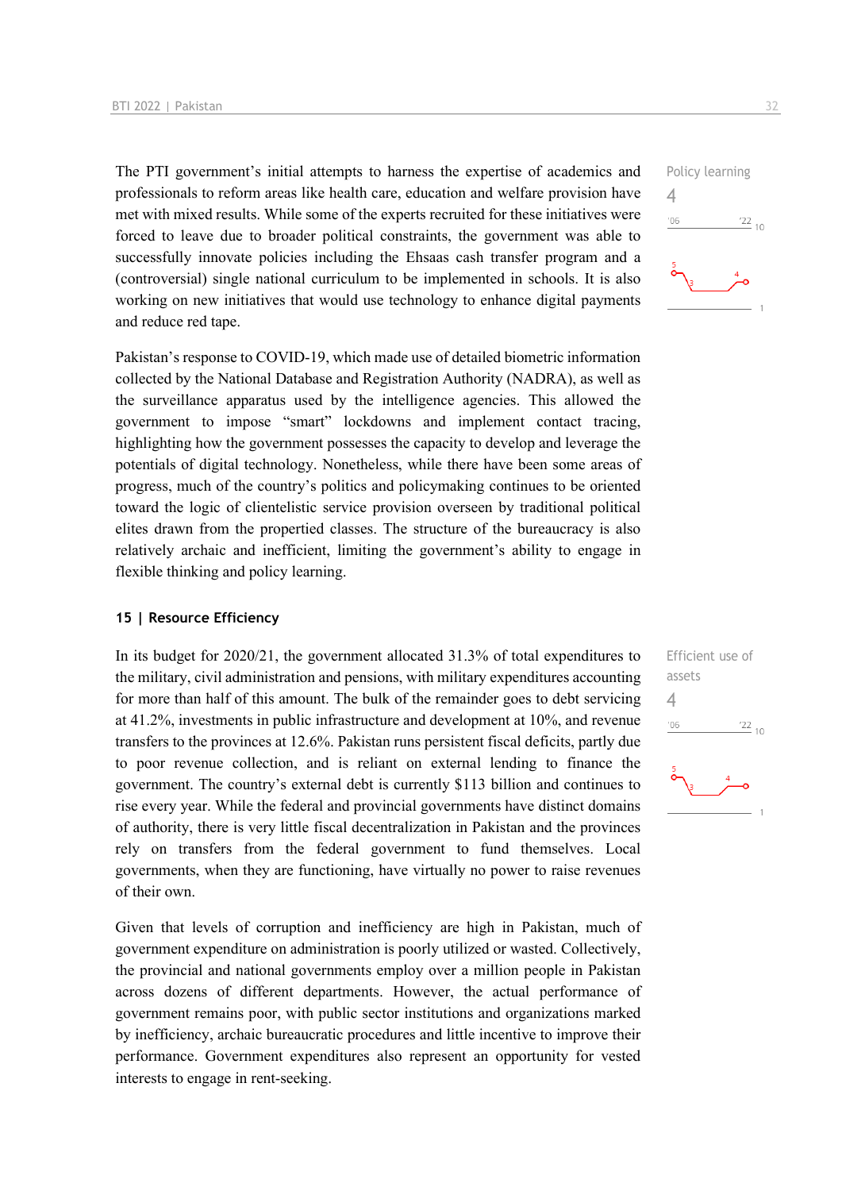The PTI government's initial attempts to harness the expertise of academics and professionals to reform areas like health care, education and welfare provision have met with mixed results. While some of the experts recruited for these initiatives were forced to leave due to broader political constraints, the government was able to successfully innovate policies including the Ehsaas cash transfer program and a (controversial) single national curriculum to be implemented in schools. It is also working on new initiatives that would use technology to enhance digital payments and reduce red tape.

Policy learning
4

Pakistan's response to COVID-19, which made use of detailed biometric information collected by the National Database and Registration Authority (NADRA), as well as the surveillance apparatus used by the intelligence agencies. This allowed the government to impose "smart" lockdowns and implement contact tracing, highlighting how the government possesses the capacity to develop and leverage the potentials of digital technology. Nonetheless, while there have been some areas of progress, much of the country's politics and policymaking continues to be oriented toward the logic of clientelistic service provision overseen by traditional political elites drawn from the propertied classes. The structure of the bureaucracy is also relatively archaic and inefficient, limiting the government's ability to engage in flexible thinking and policy learning.

## 15 | Resource Efficiency

In its budget for 2020/21, the government allocated 31.3% of total expenditures to the military, civil administration and pensions, with military expenditures accounting for more than half of this amount. The bulk of the remainder goes to debt servicing at 41.2%, investments in public infrastructure and development at 10%, and revenue transfers to the provinces at 12.6%. Pakistan runs persistent fiscal deficits, partly due to poor revenue collection, and is reliant on external lending to finance the government. The country's external debt is currently $113 billion and continues to rise every year. While the federal and provincial governments have distinct domains of authority, there is very little fiscal decentralization in Pakistan and the provinces rely on transfers from the federal government to fund themselves. Local governments, when they are functioning, have virtually no power to raise revenues of their own.

Efficient use of assets
4

Given that levels of corruption and inefficiency are high in Pakistan, much of government expenditure on administration is poorly utilized or wasted. Collectively, the provincial and national governments employ over a million people in Pakistan across dozens of different departments. However, the actual performance of government remains poor, with public sector institutions and organizations marked by inefficiency, archaic bureaucratic procedures and little incentive to improve their performance. Government expenditures also represent an opportunity for vested interests to engage in rent-seeking.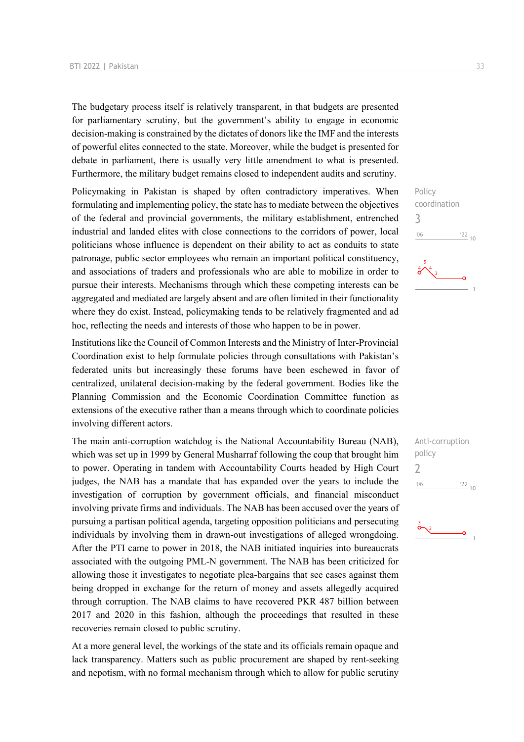The budgetary process itself is relatively transparent, in that budgets are presented for parliamentary scrutiny, but the government's ability to engage in economic decision-making is constrained by the dictates of donors like the IMF and the interests of powerful elites connected to the state. Moreover, while the budget is presented for debate in parliament, there is usually very little amendment to what is presented. Furthermore, the military budget remains closed to independent audits and scrutiny.

Policy coordination
3

Policymaking in Pakistan is shaped by often contradictory imperatives. When formulating and implementing policy, the state has to mediate between the objectives of the federal and provincial governments, the military establishment, entrenched industrial and landed elites with close connections to the corridors of power, local politicians whose influence is dependent on their ability to act as conduits to state patronage, public sector employees who remain an important political constituency, and associations of traders and professionals who are able to mobilize in order to pursue their interests. Mechanisms through which these competing interests can be aggregated and mediated are largely absent and are often limited in their functionality where they do exist. Instead, policymaking tends to be relatively fragmented and ad hoc, reflecting the needs and interests of those who happen to be in power.

Institutions like the Council of Common Interests and the Ministry of Inter-Provincial Coordination exist to help formulate policies through consultations with Pakistan's federated units but increasingly these forums have been eschewed in favor of centralized, unilateral decision-making by the federal government. Bodies like the Planning Commission and the Economic Coordination Committee function as extensions of the executive rather than a means through which to coordinate policies involving different actors.

Anti-corruption policy
2

The main anti-corruption watchdog is the National Accountability Bureau (NAB), which was set up in 1999 by General Musharraf following the coup that brought him to power. Operating in tandem with Accountability Courts headed by High Court judges, the NAB has a mandate that has expanded over the years to include the investigation of corruption by government officials, and financial misconduct involving private firms and individuals. The NAB has been accused over the years of pursuing a partisan political agenda, targeting opposition politicians and persecuting individuals by involving them in drawn-out investigations of alleged wrongdoing. After the PTI came to power in 2018, the NAB initiated inquiries into bureaucrats associated with the outgoing PML-N government. The NAB has been criticized for allowing those it investigates to negotiate plea-bargains that see cases against them being dropped in exchange for the return of money and assets allegedly acquired through corruption. The NAB claims to have recovered PKR 487 billion between 2017 and 2020 in this fashion, although the proceedings that resulted in these recoveries remain closed to public scrutiny.

At a more general level, the workings of the state and its officials remain opaque and lack transparency. Matters such as public procurement are shaped by rent-seeking and nepotism, with no formal mechanism through which to allow for public scrutiny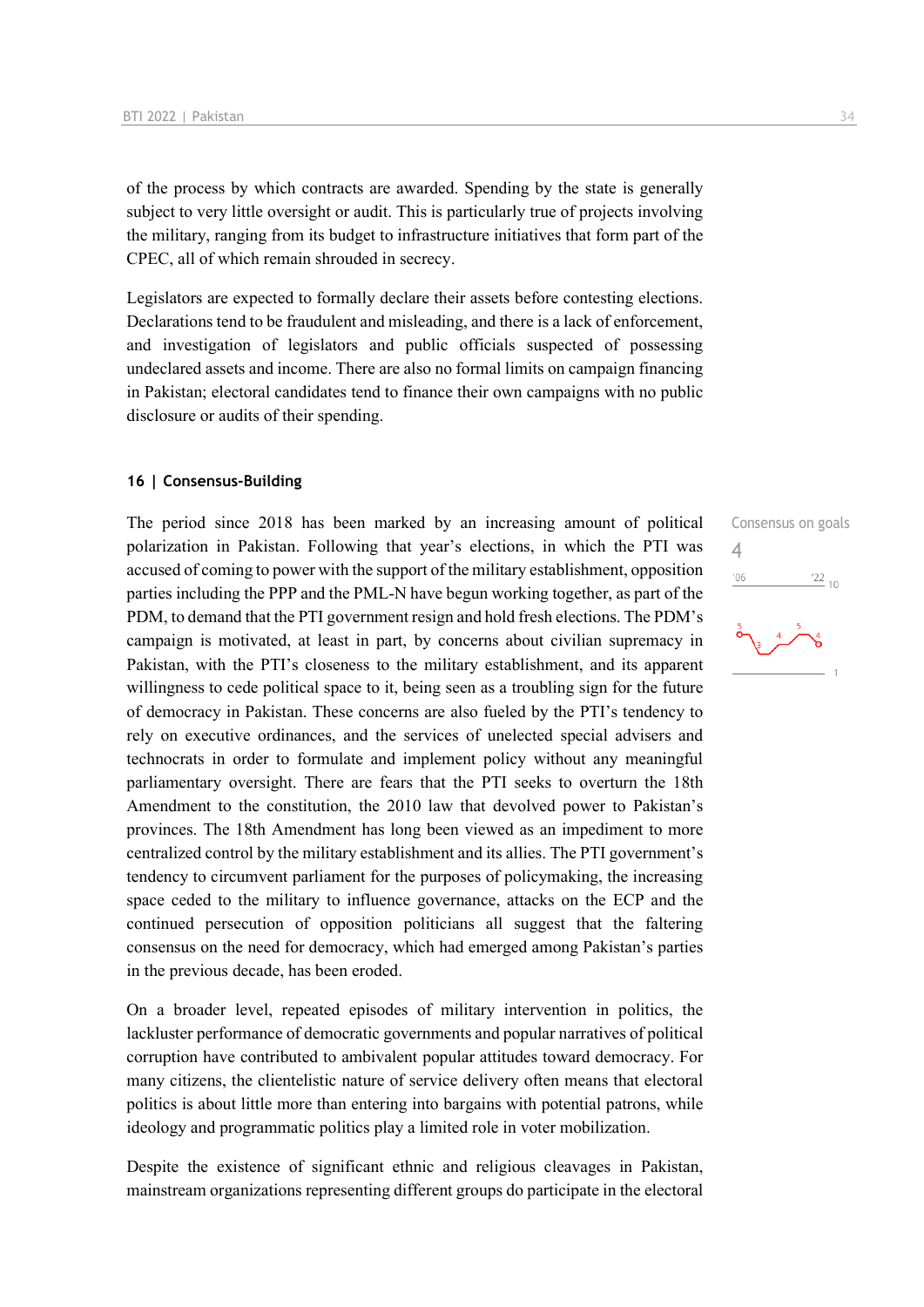of the process by which contracts are awarded. Spending by the state is generally subject to very little oversight or audit. This is particularly true of projects involving the military, ranging from its budget to infrastructure initiatives that form part of the CPEC, all of which remain shrouded in secrecy.

Legislators are expected to formally declare their assets before contesting elections. Declarations tend to be fraudulent and misleading, and there is a lack of enforcement, and investigation of legislators and public officials suspected of possessing undeclared assets and income. There are also no formal limits on campaign financing in Pakistan; electoral candidates tend to finance their own campaigns with no public disclosure or audits of their spending.

### 16 | Consensus-Building

Consensus on goals
4

The period since 2018 has been marked by an increasing amount of political polarization in Pakistan. Following that year's elections, in which the PTI was accused of coming to power with the support of the military establishment, opposition parties including the PPP and the PML-N have begun working together, as part of the PDM, to demand that the PTI government resign and hold fresh elections. The PDM's campaign is motivated, at least in part, by concerns about civilian supremacy in Pakistan, with the PTI's closeness to the military establishment, and its apparent willingness to cede political space to it, being seen as a troubling sign for the future of democracy in Pakistan. These concerns are also fueled by the PTI's tendency to rely on executive ordinances, and the services of unelected special advisers and technocrats in order to formulate and implement policy without any meaningful parliamentary oversight. There are fears that the PTI seeks to overturn the 18th Amendment to the constitution, the 2010 law that devolved power to Pakistan's provinces. The 18th Amendment has long been viewed as an impediment to more centralized control by the military establishment and its allies. The PTI government's tendency to circumvent parliament for the purposes of policymaking, the increasing space ceded to the military to influence governance, attacks on the ECP and the continued persecution of opposition politicians all suggest that the faltering consensus on the need for democracy, which had emerged among Pakistan's parties in the previous decade, has been eroded.

On a broader level, repeated episodes of military intervention in politics, the lackluster performance of democratic governments and popular narratives of political corruption have contributed to ambivalent popular attitudes toward democracy. For many citizens, the clientelistic nature of service delivery often means that electoral politics is about little more than entering into bargains with potential patrons, while ideology and programmatic politics play a limited role in voter mobilization.

Despite the existence of significant ethnic and religious cleavages in Pakistan, mainstream organizations representing different groups do participate in the electoral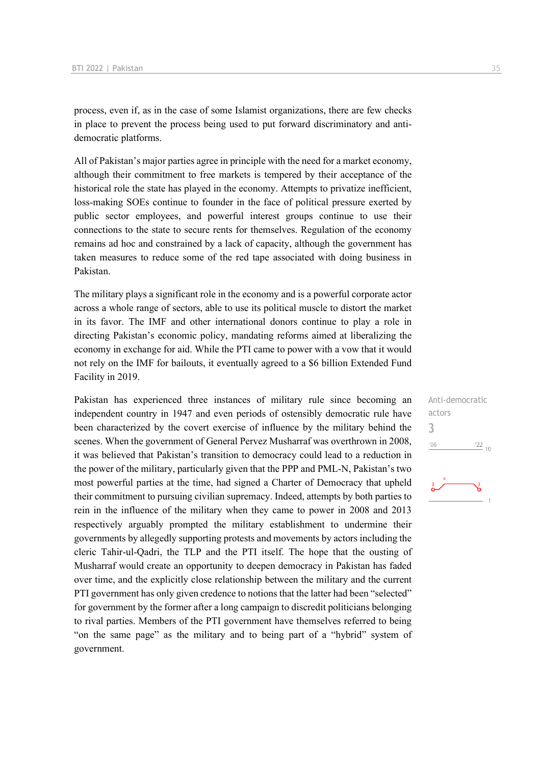process, even if, as in the case of some Islamist organizations, there are few checks in place to prevent the process being used to put forward discriminatory and anti-democratic platforms.

All of Pakistan's major parties agree in principle with the need for a market economy, although their commitment to free markets is tempered by their acceptance of the historical role the state has played in the economy. Attempts to privatize inefficient, loss-making SOEs continue to founder in the face of political pressure exerted by public sector employees, and powerful interest groups continue to use their connections to the state to secure rents for themselves. Regulation of the economy remains ad hoc and constrained by a lack of capacity, although the government has taken measures to reduce some of the red tape associated with doing business in Pakistan.

The military plays a significant role in the economy and is a powerful corporate actor across a whole range of sectors, able to use its political muscle to distort the market in its favor. The IMF and other international donors continue to play a role in directing Pakistan's economic policy, mandating reforms aimed at liberalizing the economy in exchange for aid. While the PTI came to power with a vow that it would not rely on the IMF for bailouts, it eventually agreed to a $6 billion Extended Fund Facility in 2019.

Anti-democratic actors
3

Pakistan has experienced three instances of military rule since becoming an independent country in 1947 and even periods of ostensibly democratic rule have been characterized by the covert exercise of influence by the military behind the scenes. When the government of General Pervez Musharraf was overthrown in 2008, it was believed that Pakistan's transition to democracy could lead to a reduction in the power of the military, particularly given that the PPP and PML-N, Pakistan's two most powerful parties at the time, had signed a Charter of Democracy that upheld their commitment to pursuing civilian supremacy. Indeed, attempts by both parties to rein in the influence of the military when they came to power in 2008 and 2013 respectively arguably prompted the military establishment to undermine their governments by allegedly supporting protests and movements by actors including the cleric Tahir-ul-Qadri, the TLP and the PTI itself. The hope that the ousting of Musharraf would create an opportunity to deepen democracy in Pakistan has faded over time, and the explicitly close relationship between the military and the current PTI government has only given credence to notions that the latter had been "selected" for government by the former after a long campaign to discredit politicians belonging to rival parties. Members of the PTI government have themselves referred to being "on the same page" as the military and to being part of a "hybrid" system of government.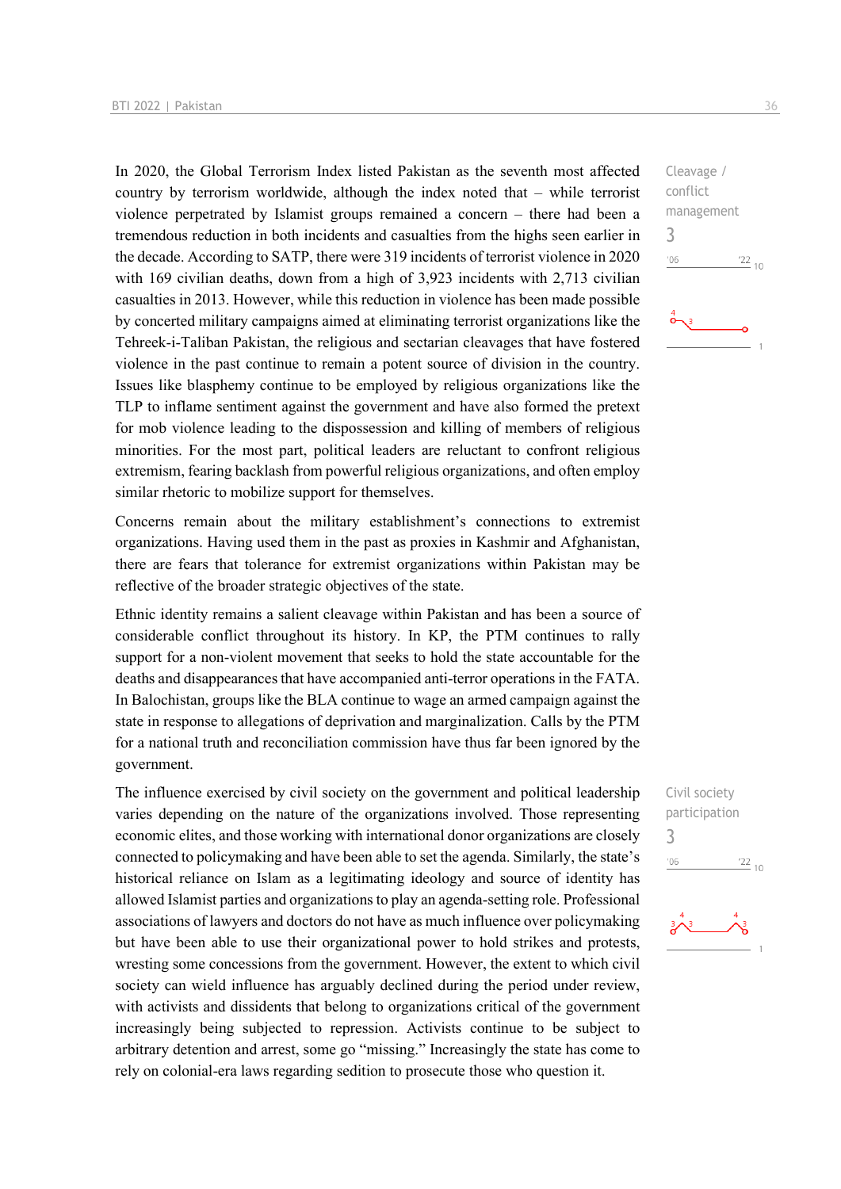In 2020, the Global Terrorism Index listed Pakistan as the seventh most affected country by terrorism worldwide, although the index noted that – while terrorist violence perpetrated by Islamist groups remained a concern – there had been a tremendous reduction in both incidents and casualties from the highs seen earlier in the decade. According to SATP, there were 319 incidents of terrorist violence in 2020 with 169 civilian deaths, down from a high of 3,923 incidents with 2,713 civilian casualties in 2013. However, while this reduction in violence has been made possible by concerted military campaigns aimed at eliminating terrorist organizations like the Tehreek-i-Taliban Pakistan, the religious and sectarian cleavages that have fostered violence in the past continue to remain a potent source of division in the country. Issues like blasphemy continue to be employed by religious organizations like the TLP to inflame sentiment against the government and have also formed the pretext for mob violence leading to the dispossession and killing of members of religious minorities. For the most part, political leaders are reluctant to confront religious extremism, fearing backlash from powerful religious organizations, and often employ similar rhetoric to mobilize support for themselves.

Cleavage / conflict management
3

Concerns remain about the military establishment's connections to extremist organizations. Having used them in the past as proxies in Kashmir and Afghanistan, there are fears that tolerance for extremist organizations within Pakistan may be reflective of the broader strategic objectives of the state.

Ethnic identity remains a salient cleavage within Pakistan and has been a source of considerable conflict throughout its history. In KP, the PTM continues to rally support for a non-violent movement that seeks to hold the state accountable for the deaths and disappearances that have accompanied anti-terror operations in the FATA. In Balochistan, groups like the BLA continue to wage an armed campaign against the state in response to allegations of deprivation and marginalization. Calls by the PTM for a national truth and reconciliation commission have thus far been ignored by the government.

The influence exercised by civil society on the government and political leadership varies depending on the nature of the organizations involved. Those representing economic elites, and those working with international donor organizations are closely connected to policymaking and have been able to set the agenda. Similarly, the state's historical reliance on Islam as a legitimating ideology and source of identity has allowed Islamist parties and organizations to play an agenda-setting role. Professional associations of lawyers and doctors do not have as much influence over policymaking but have been able to use their organizational power to hold strikes and protests, wresting some concessions from the government. However, the extent to which civil society can wield influence has arguably declined during the period under review, with activists and dissidents that belong to organizations critical of the government increasingly being subjected to repression. Activists continue to be subject to arbitrary detention and arrest, some go "missing." Increasingly the state has come to rely on colonial-era laws regarding sedition to prosecute those who question it.

Civil society participation
3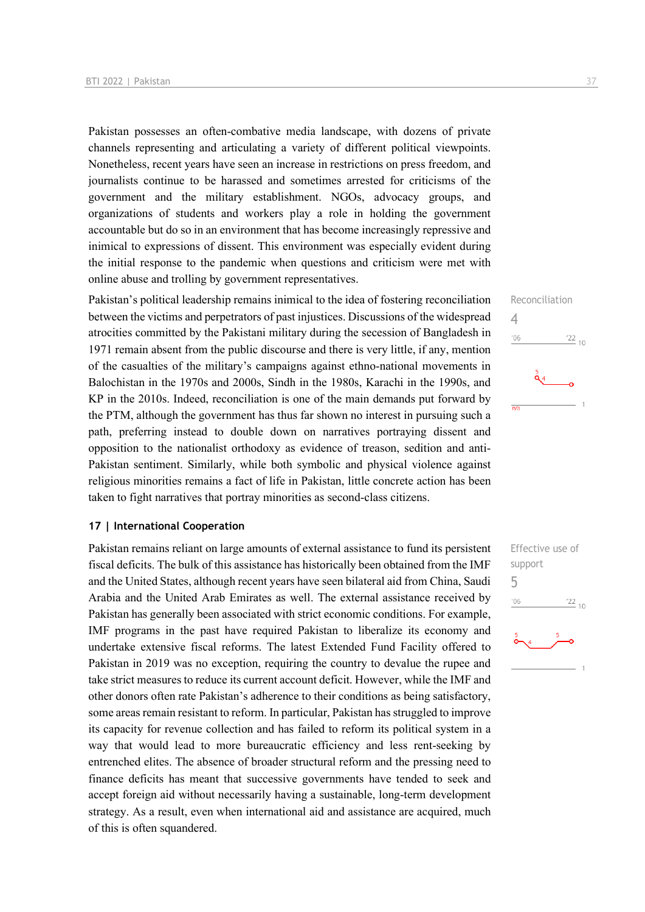Pakistan possesses an often-combative media landscape, with dozens of private channels representing and articulating a variety of different political viewpoints. Nonetheless, recent years have seen an increase in restrictions on press freedom, and journalists continue to be harassed and sometimes arrested for criticisms of the government and the military establishment. NGOs, advocacy groups, and organizations of students and workers play a role in holding the government accountable but do so in an environment that has become increasingly repressive and inimical to expressions of dissent. This environment was especially evident during the initial response to the pandemic when questions and criticism were met with online abuse and trolling by government representatives.

Reconciliation
4

Pakistan's political leadership remains inimical to the idea of fostering reconciliation between the victims and perpetrators of past injustices. Discussions of the widespread atrocities committed by the Pakistani military during the secession of Bangladesh in 1971 remain absent from the public discourse and there is very little, if any, mention of the casualties of the military's campaigns against ethno-national movements in Balochistan in the 1970s and 2000s, Sindh in the 1980s, Karachi in the 1990s, and KP in the 2010s. Indeed, reconciliation is one of the main demands put forward by the PTM, although the government has thus far shown no interest in pursuing such a path, preferring instead to double down on narratives portraying dissent and opposition to the nationalist orthodoxy as evidence of treason, sedition and anti-Pakistan sentiment. Similarly, while both symbolic and physical violence against religious minorities remains a fact of life in Pakistan, little concrete action has been taken to fight narratives that portray minorities as second-class citizens.

## 17 | International Cooperation

Effective use of support
5

Pakistan remains reliant on large amounts of external assistance to fund its persistent fiscal deficits. The bulk of this assistance has historically been obtained from the IMF and the United States, although recent years have seen bilateral aid from China, Saudi Arabia and the United Arab Emirates as well. The external assistance received by Pakistan has generally been associated with strict economic conditions. For example, IMF programs in the past have required Pakistan to liberalize its economy and undertake extensive fiscal reforms. The latest Extended Fund Facility offered to Pakistan in 2019 was no exception, requiring the country to devalue the rupee and take strict measures to reduce its current account deficit. However, while the IMF and other donors often rate Pakistan's adherence to their conditions as being satisfactory, some areas remain resistant to reform. In particular, Pakistan has struggled to improve its capacity for revenue collection and has failed to reform its political system in a way that would lead to more bureaucratic efficiency and less rent-seeking by entrenched elites. The absence of broader structural reform and the pressing need to finance deficits has meant that successive governments have tended to seek and accept foreign aid without necessarily having a sustainable, long-term development strategy. As a result, even when international aid and assistance are acquired, much of this is often squandered.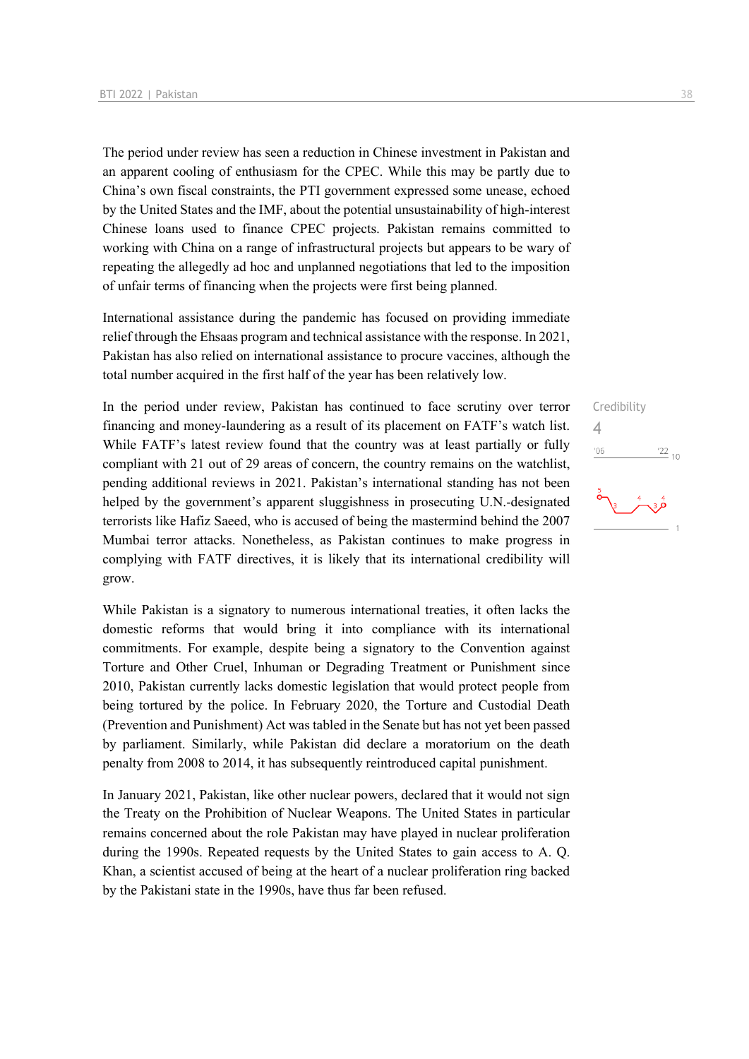The period under review has seen a reduction in Chinese investment in Pakistan and an apparent cooling of enthusiasm for the CPEC. While this may be partly due to China's own fiscal constraints, the PTI government expressed some unease, echoed by the United States and the IMF, about the potential unsustainability of high-interest Chinese loans used to finance CPEC projects. Pakistan remains committed to working with China on a range of infrastructural projects but appears to be wary of repeating the allegedly ad hoc and unplanned negotiations that led to the imposition of unfair terms of financing when the projects were first being planned.

International assistance during the pandemic has focused on providing immediate relief through the Ehsaas program and technical assistance with the response. In 2021, Pakistan has also relied on international assistance to procure vaccines, although the total number acquired in the first half of the year has been relatively low.

Credibility
4

In the period under review, Pakistan has continued to face scrutiny over terror financing and money-laundering as a result of its placement on FATF's watch list. While FATF's latest review found that the country was at least partially or fully compliant with 21 out of 29 areas of concern, the country remains on the watchlist, pending additional reviews in 2021. Pakistan's international standing has not been helped by the government's apparent sluggishness in prosecuting U.N.-designated terrorists like Hafiz Saeed, who is accused of being the mastermind behind the 2007 Mumbai terror attacks. Nonetheless, as Pakistan continues to make progress in complying with FATF directives, it is likely that its international credibility will grow.

While Pakistan is a signatory to numerous international treaties, it often lacks the domestic reforms that would bring it into compliance with its international commitments. For example, despite being a signatory to the Convention against Torture and Other Cruel, Inhuman or Degrading Treatment or Punishment since 2010, Pakistan currently lacks domestic legislation that would protect people from being tortured by the police. In February 2020, the Torture and Custodial Death (Prevention and Punishment) Act was tabled in the Senate but has not yet been passed by parliament. Similarly, while Pakistan did declare a moratorium on the death penalty from 2008 to 2014, it has subsequently reintroduced capital punishment.

In January 2021, Pakistan, like other nuclear powers, declared that it would not sign the Treaty on the Prohibition of Nuclear Weapons. The United States in particular remains concerned about the role Pakistan may have played in nuclear proliferation during the 1990s. Repeated requests by the United States to gain access to A. Q. Khan, a scientist accused of being at the heart of a nuclear proliferation ring backed by the Pakistani state in the 1990s, have thus far been refused.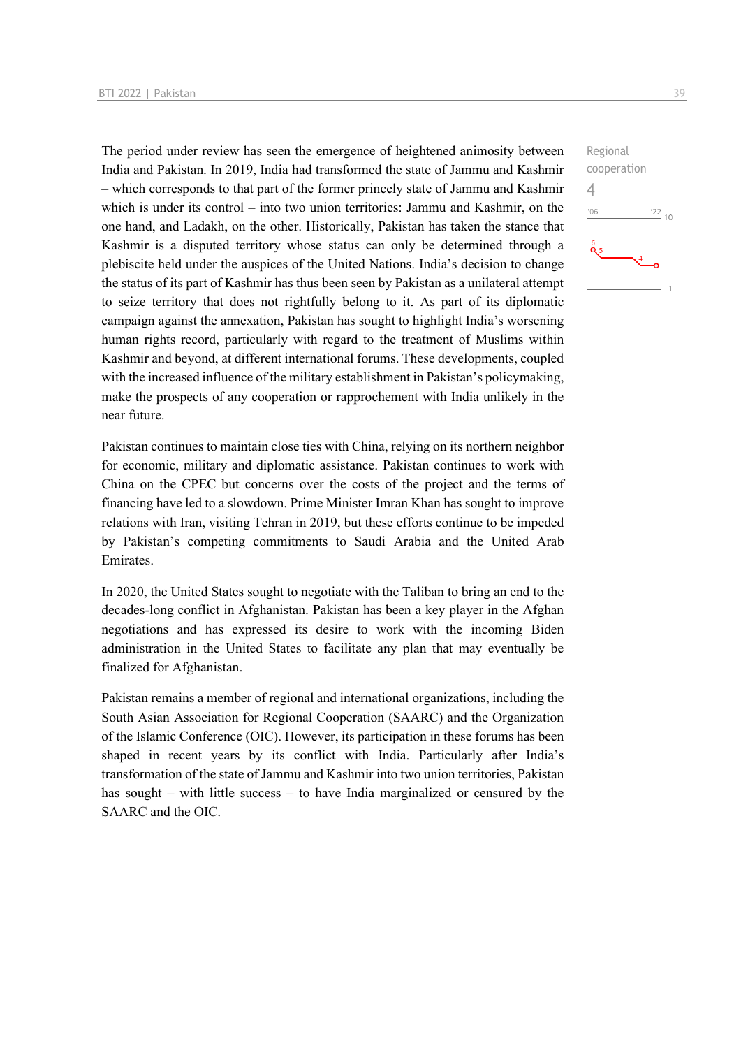Regional cooperation
4

The period under review has seen the emergence of heightened animosity between India and Pakistan. In 2019, India had transformed the state of Jammu and Kashmir – which corresponds to that part of the former princely state of Jammu and Kashmir which is under its control – into two union territories: Jammu and Kashmir, on the one hand, and Ladakh, on the other. Historically, Pakistan has taken the stance that Kashmir is a disputed territory whose status can only be determined through a plebiscite held under the auspices of the United Nations. India's decision to change the status of its part of Kashmir has thus been seen by Pakistan as a unilateral attempt to seize territory that does not rightfully belong to it. As part of its diplomatic campaign against the annexation, Pakistan has sought to highlight India's worsening human rights record, particularly with regard to the treatment of Muslims within Kashmir and beyond, at different international forums. These developments, coupled with the increased influence of the military establishment in Pakistan's policymaking, make the prospects of any cooperation or rapprochement with India unlikely in the near future.

Pakistan continues to maintain close ties with China, relying on its northern neighbor for economic, military and diplomatic assistance. Pakistan continues to work with China on the CPEC but concerns over the costs of the project and the terms of financing have led to a slowdown. Prime Minister Imran Khan has sought to improve relations with Iran, visiting Tehran in 2019, but these efforts continue to be impeded by Pakistan's competing commitments to Saudi Arabia and the United Arab Emirates.

In 2020, the United States sought to negotiate with the Taliban to bring an end to the decades-long conflict in Afghanistan. Pakistan has been a key player in the Afghan negotiations and has expressed its desire to work with the incoming Biden administration in the United States to facilitate any plan that may eventually be finalized for Afghanistan.

Pakistan remains a member of regional and international organizations, including the South Asian Association for Regional Cooperation (SAARC) and the Organization of the Islamic Conference (OIC). However, its participation in these forums has been shaped in recent years by its conflict with India. Particularly after India's transformation of the state of Jammu and Kashmir into two union territories, Pakistan has sought – with little success – to have India marginalized or censured by the SAARC and the OIC.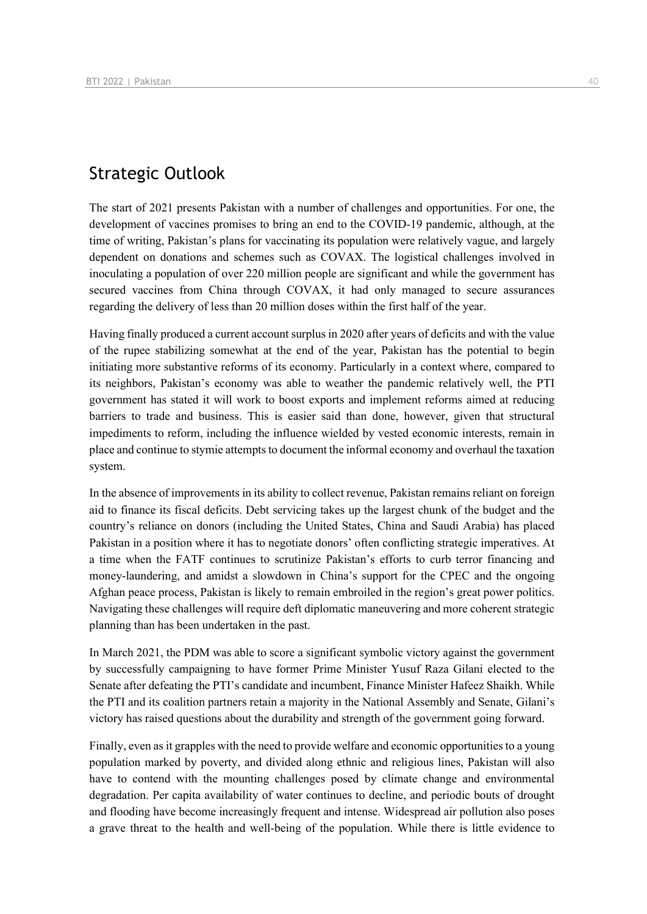## Strategic Outlook

The start of 2021 presents Pakistan with a number of challenges and opportunities. For one, the development of vaccines promises to bring an end to the COVID-19 pandemic, although, at the time of writing, Pakistan's plans for vaccinating its population were relatively vague, and largely dependent on donations and schemes such as COVAX. The logistical challenges involved in inoculating a population of over 220 million people are significant and while the government has secured vaccines from China through COVAX, it had only managed to secure assurances regarding the delivery of less than 20 million doses within the first half of the year.

Having finally produced a current account surplus in 2020 after years of deficits and with the value of the rupee stabilizing somewhat at the end of the year, Pakistan has the potential to begin initiating more substantive reforms of its economy. Particularly in a context where, compared to its neighbors, Pakistan's economy was able to weather the pandemic relatively well, the PTI government has stated it will work to boost exports and implement reforms aimed at reducing barriers to trade and business. This is easier said than done, however, given that structural impediments to reform, including the influence wielded by vested economic interests, remain in place and continue to stymie attempts to document the informal economy and overhaul the taxation system.

In the absence of improvements in its ability to collect revenue, Pakistan remains reliant on foreign aid to finance its fiscal deficits. Debt servicing takes up the largest chunk of the budget and the country's reliance on donors (including the United States, China and Saudi Arabia) has placed Pakistan in a position where it has to negotiate donors' often conflicting strategic imperatives. At a time when the FATF continues to scrutinize Pakistan's efforts to curb terror financing and money-laundering, and amidst a slowdown in China's support for the CPEC and the ongoing Afghan peace process, Pakistan is likely to remain embroiled in the region's great power politics. Navigating these challenges will require deft diplomatic maneuvering and more coherent strategic planning than has been undertaken in the past.

In March 2021, the PDM was able to score a significant symbolic victory against the government by successfully campaigning to have former Prime Minister Yusuf Raza Gilani elected to the Senate after defeating the PTI's candidate and incumbent, Finance Minister Hafeez Shaikh. While the PTI and its coalition partners retain a majority in the National Assembly and Senate, Gilani's victory has raised questions about the durability and strength of the government going forward.

Finally, even as it grapples with the need to provide welfare and economic opportunities to a young population marked by poverty, and divided along ethnic and religious lines, Pakistan will also have to contend with the mounting challenges posed by climate change and environmental degradation. Per capita availability of water continues to decline, and periodic bouts of drought and flooding have become increasingly frequent and intense. Widespread air pollution also poses a grave threat to the health and well-being of the population. While there is little evidence to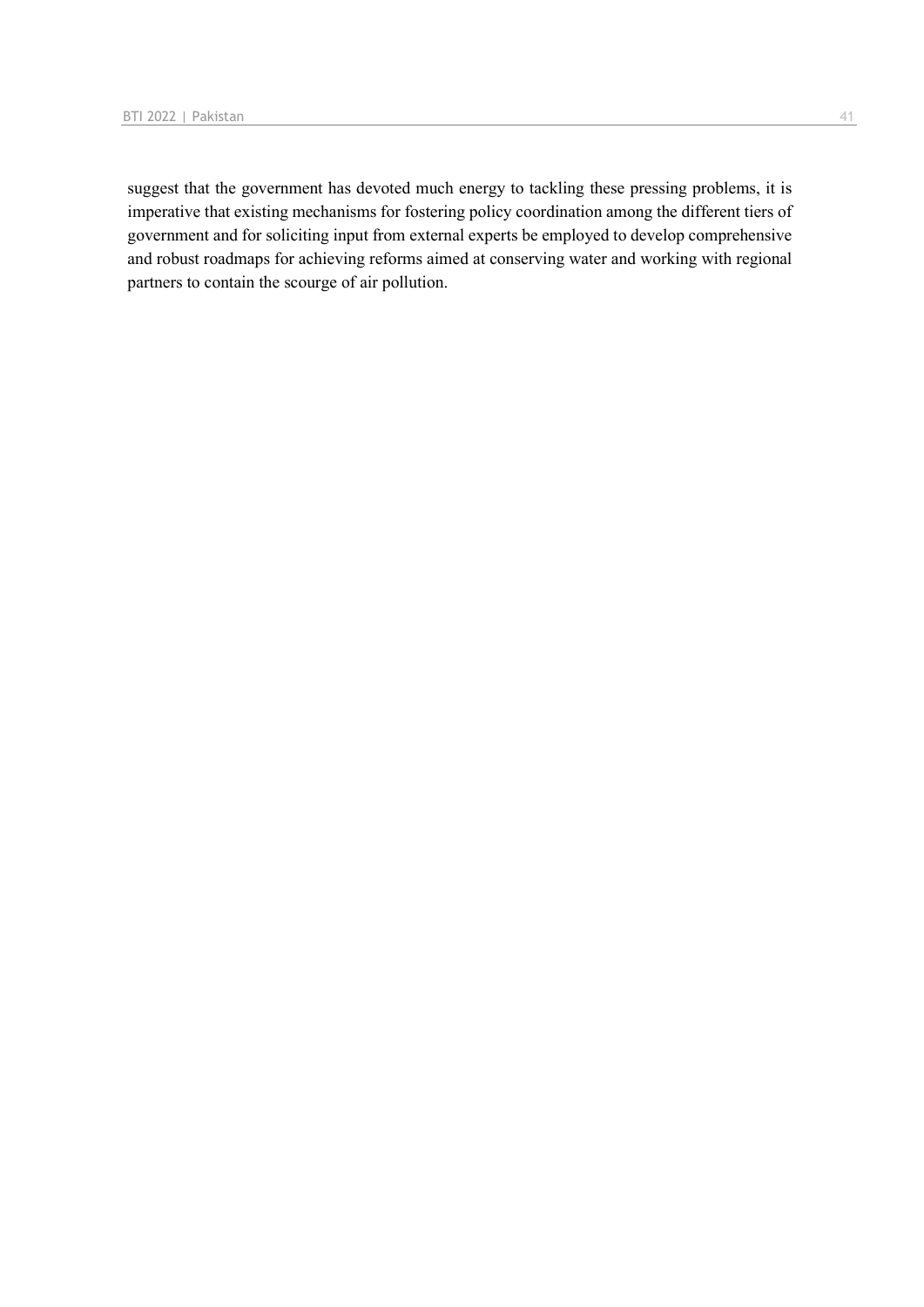suggest that the government has devoted much energy to tackling these pressing problems, it is imperative that existing mechanisms for fostering policy coordination among the different tiers of government and for soliciting input from external experts be employed to develop comprehensive and robust roadmaps for achieving reforms aimed at conserving water and working with regional partners to contain the scourge of air pollution.